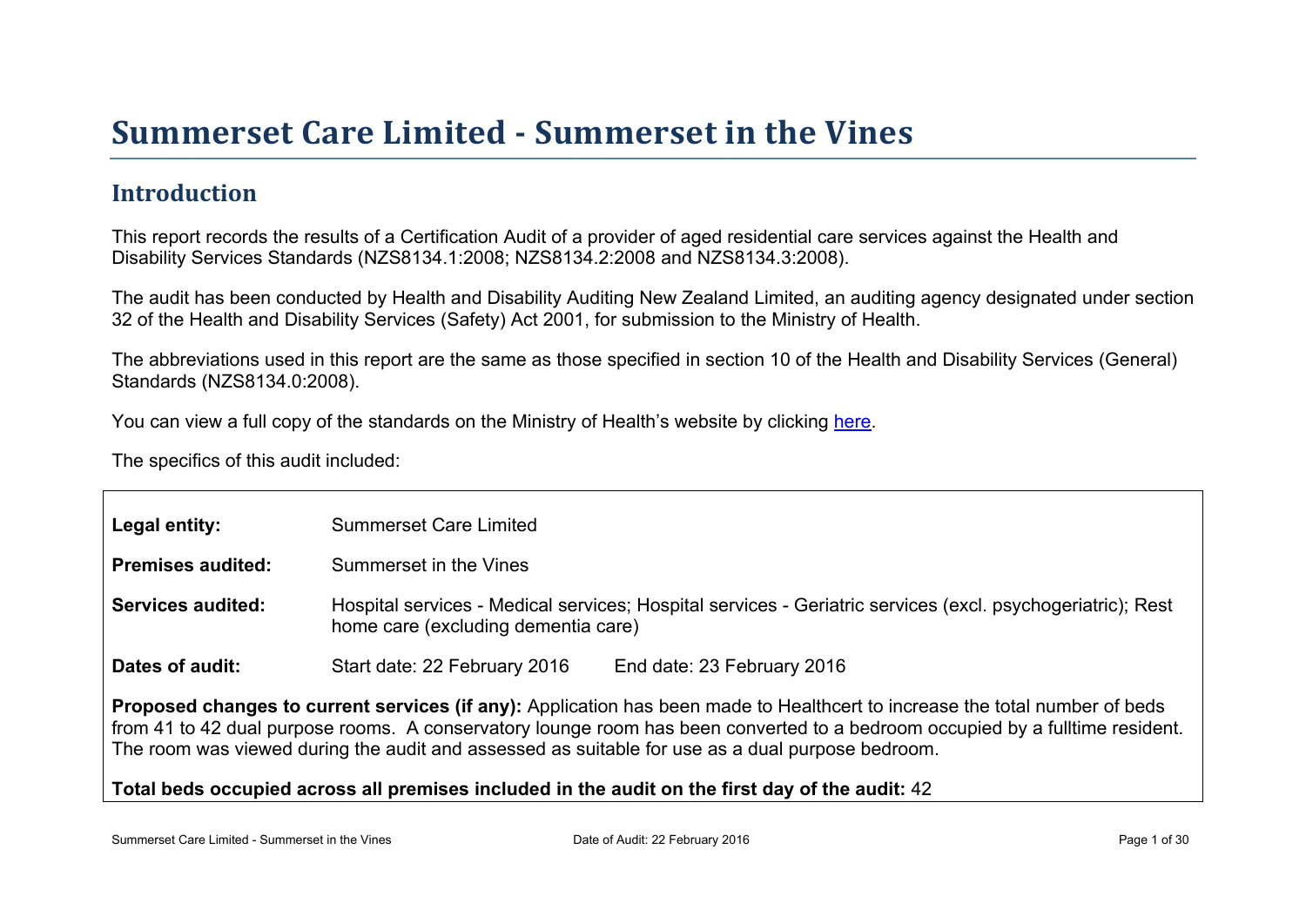# Summerset Care Limited - Summerset in the Vines

## Introduction

This report records the results of a Certification Audit of a provider of aged residential care services against the Health and Disability Services Standards (NZS8134.1:2008; NZS8134.2:2008 and NZS8134.3:2008).

The audit has been conducted by Health and Disability Auditing New Zealand Limited, an auditing agency designated under section 32 of the Health and Disability Services (Safety) Act 2001, for submission to the Ministry of Health.

The abbreviations used in this report are the same as those specified in section 10 of the Health and Disability Services (General) Standards (NZS8134.0:2008).

You can view a full copy of the standards on the Ministry of Health's website by clicking here.

The specifics of this audit included:

| | | |
|---|---|---|
| **Legal entity:** | Summerset Care Limited | |
| **Premises audited:** | Summerset in the Vines | |
| **Services audited:** | Hospital services - Medical services; Hospital services - Geriatric services (excl. psychogeriatric); Rest home care (excluding dementia care) | |
| **Dates of audit:** | Start date: 22 February 2016 | End date: 23 February 2016 |

**Proposed changes to current services (if any):** Application has been made to Healthcert to increase the total number of beds from 41 to 42 dual purpose rooms. A conservatory lounge room has been converted to a bedroom occupied by a fulltime resident. The room was viewed during the audit and assessed as suitable for use as a dual purpose bedroom.

**Total beds occupied across all premises included in the audit on the first day of the audit:** 42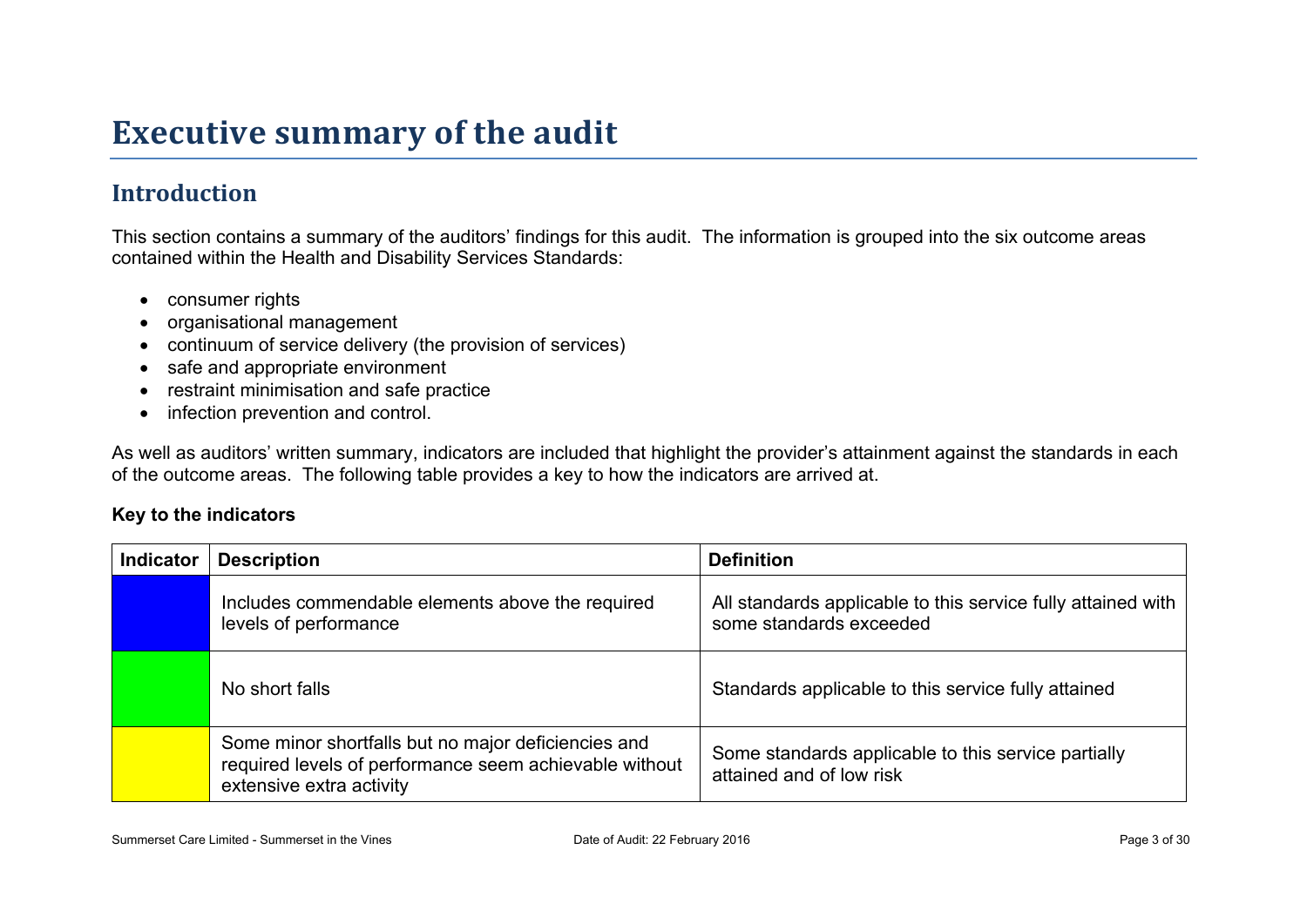# Executive summary of the audit

## Introduction

This section contains a summary of the auditors' findings for this audit. The information is grouped into the six outcome areas contained within the Health and Disability Services Standards:

- consumer rights
- organisational management
- continuum of service delivery (the provision of services)
- safe and appropriate environment
- restraint minimisation and safe practice
- infection prevention and control.

As well as auditors' written summary, indicators are included that highlight the provider's attainment against the standards in each of the outcome areas. The following table provides a key to how the indicators are arrived at.

**Key to the indicators**

| Indicator | Description | Definition |
| --- | --- | --- |
| (Blue) | Includes commendable elements above the required levels of performance | All standards applicable to this service fully attained with some standards exceeded |
| (Green) | No short falls | Standards applicable to this service fully attained |
| (Yellow) | Some minor shortfalls but no major deficiencies and required levels of performance seem achievable without extensive extra activity | Some standards applicable to this service partially attained and of low risk |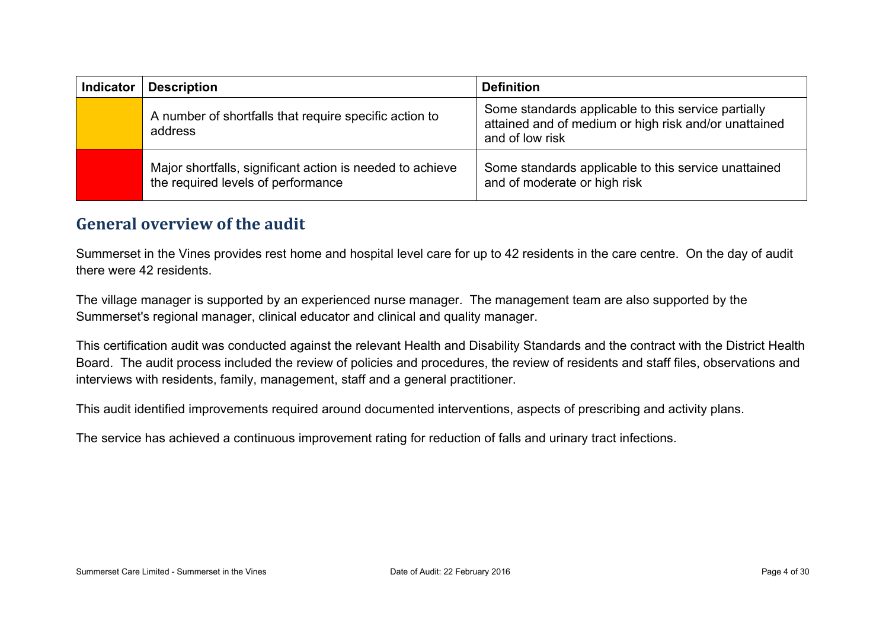| Indicator | Description | Definition |
| --- | --- | --- |
|  | A number of shortfalls that require specific action to address | Some standards applicable to this service partially attained and of medium or high risk and/or unattained and of low risk |
|  | Major shortfalls, significant action is needed to achieve the required levels of performance | Some standards applicable to this service unattained and of moderate or high risk |

## General overview of the audit

Summerset in the Vines provides rest home and hospital level care for up to 42 residents in the care centre. On the day of audit there were 42 residents.

The village manager is supported by an experienced nurse manager. The management team are also supported by the Summerset's regional manager, clinical educator and clinical and quality manager.

This certification audit was conducted against the relevant Health and Disability Standards and the contract with the District Health Board. The audit process included the review of policies and procedures, the review of residents and staff files, observations and interviews with residents, family, management, staff and a general practitioner.

This audit identified improvements required around documented interventions, aspects of prescribing and activity plans.

The service has achieved a continuous improvement rating for reduction of falls and urinary tract infections.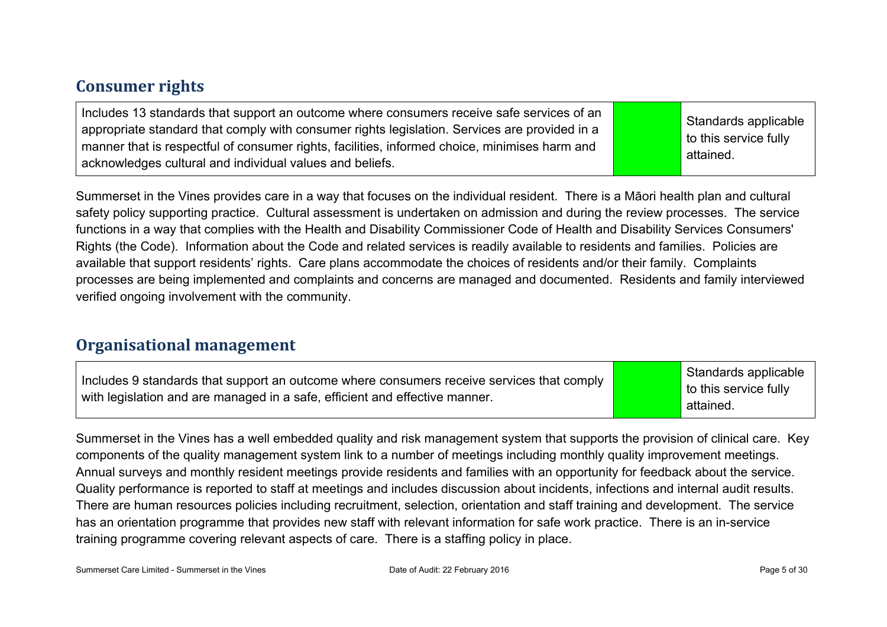## Consumer rights

| Includes 13 standards that support an outcome where consumers receive safe services of an appropriate standard that comply with consumer rights legislation. Services are provided in a manner that is respectful of consumer rights, facilities, informed choice, minimises harm and acknowledges cultural and individual values and beliefs. | | Standards applicable to this service fully attained. |
|---|---|---|

Summerset in the Vines provides care in a way that focuses on the individual resident. There is a Māori health plan and cultural safety policy supporting practice. Cultural assessment is undertaken on admission and during the review processes. The service functions in a way that complies with the Health and Disability Commissioner Code of Health and Disability Services Consumers' Rights (the Code). Information about the Code and related services is readily available to residents and families. Policies are available that support residents' rights. Care plans accommodate the choices of residents and/or their family. Complaints processes are being implemented and complaints and concerns are managed and documented. Residents and family interviewed verified ongoing involvement with the community.

## Organisational management

| Includes 9 standards that support an outcome where consumers receive services that comply with legislation and are managed in a safe, efficient and effective manner. | | Standards applicable to this service fully attained. |
|---|---|---|

Summerset in the Vines has a well embedded quality and risk management system that supports the provision of clinical care. Key components of the quality management system link to a number of meetings including monthly quality improvement meetings. Annual surveys and monthly resident meetings provide residents and families with an opportunity for feedback about the service. Quality performance is reported to staff at meetings and includes discussion about incidents, infections and internal audit results. There are human resources policies including recruitment, selection, orientation and staff training and development. The service has an orientation programme that provides new staff with relevant information for safe work practice. There is an in-service training programme covering relevant aspects of care. There is a staffing policy in place.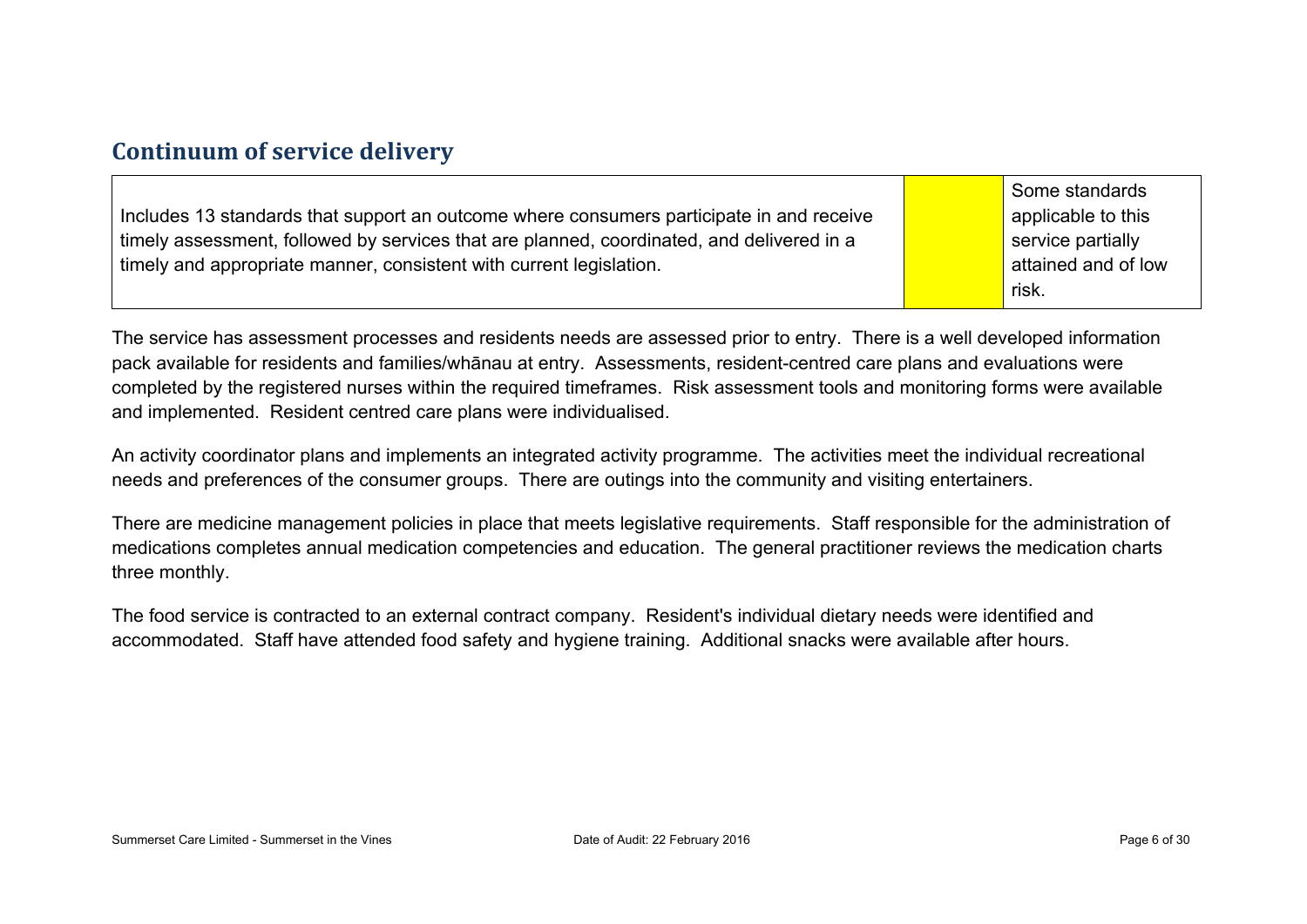## Continuum of service delivery

| Includes 13 standards that support an outcome where consumers participate in and receive timely assessment, followed by services that are planned, coordinated, and delivered in a timely and appropriate manner, consistent with current legislation. | | Some standards applicable to this service partially attained and of low risk. |
|---|---|---|

The service has assessment processes and residents needs are assessed prior to entry. There is a well developed information pack available for residents and families/whānau at entry. Assessments, resident-centred care plans and evaluations were completed by the registered nurses within the required timeframes. Risk assessment tools and monitoring forms were available and implemented. Resident centred care plans were individualised.

An activity coordinator plans and implements an integrated activity programme. The activities meet the individual recreational needs and preferences of the consumer groups. There are outings into the community and visiting entertainers.

There are medicine management policies in place that meets legislative requirements. Staff responsible for the administration of medications completes annual medication competencies and education. The general practitioner reviews the medication charts three monthly.

The food service is contracted to an external contract company. Resident's individual dietary needs were identified and accommodated. Staff have attended food safety and hygiene training. Additional snacks were available after hours.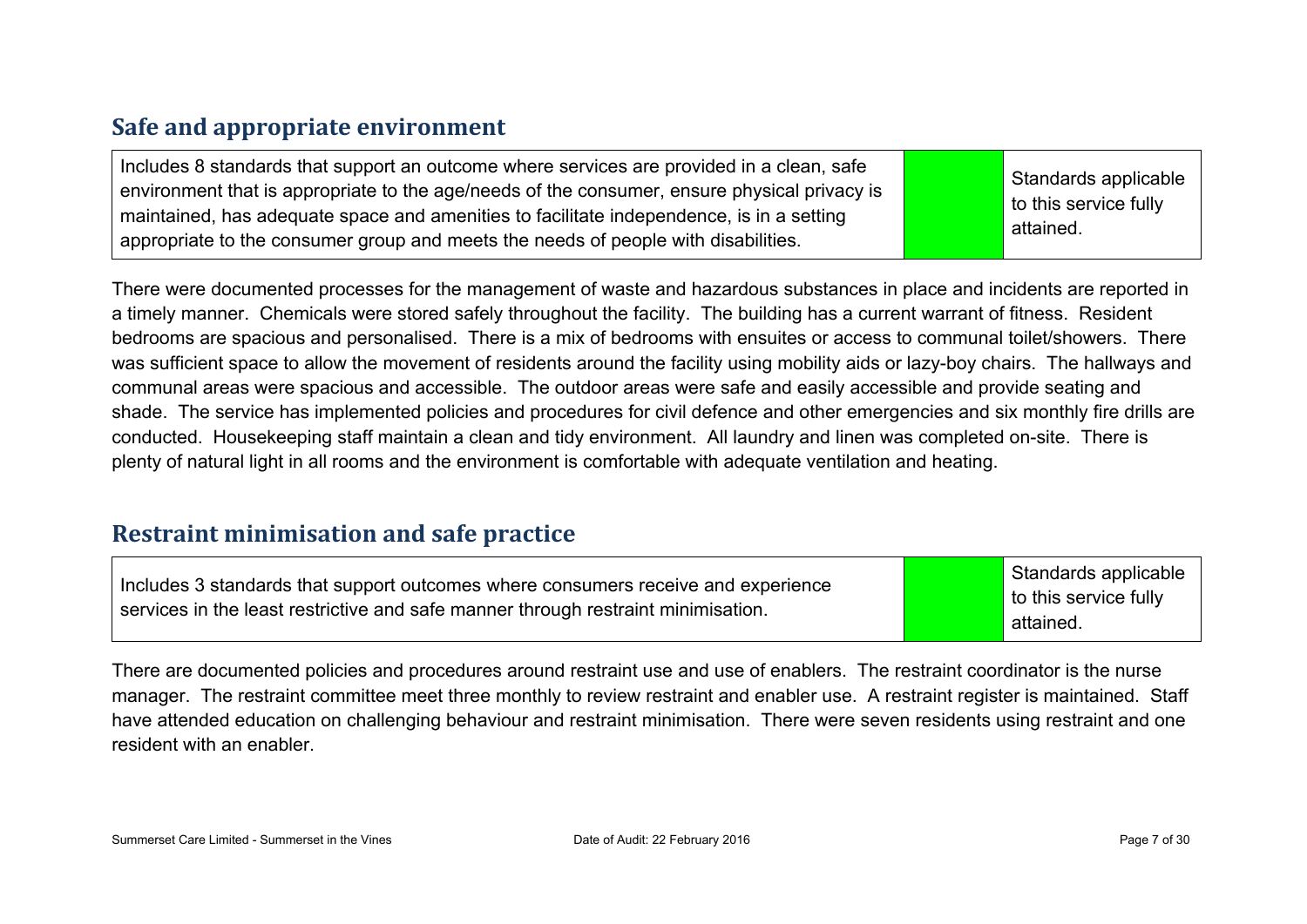## Safe and appropriate environment

| Includes 8 standards that support an outcome where services are provided in a clean, safe environment that is appropriate to the age/needs of the consumer, ensure physical privacy is maintained, has adequate space and amenities to facilitate independence, is in a setting appropriate to the consumer group and meets the needs of people with disabilities. | | Standards applicable to this service fully attained. |
|---|---|---|

There were documented processes for the management of waste and hazardous substances in place and incidents are reported in a timely manner. Chemicals were stored safely throughout the facility. The building has a current warrant of fitness. Resident bedrooms are spacious and personalised. There is a mix of bedrooms with ensuites or access to communal toilet/showers. There was sufficient space to allow the movement of residents around the facility using mobility aids or lazy-boy chairs. The hallways and communal areas were spacious and accessible. The outdoor areas were safe and easily accessible and provide seating and shade. The service has implemented policies and procedures for civil defence and other emergencies and six monthly fire drills are conducted. Housekeeping staff maintain a clean and tidy environment. All laundry and linen was completed on-site. There is plenty of natural light in all rooms and the environment is comfortable with adequate ventilation and heating.

## Restraint minimisation and safe practice

| Includes 3 standards that support outcomes where consumers receive and experience services in the least restrictive and safe manner through restraint minimisation. | | Standards applicable to this service fully attained. |
|---|---|---|

There are documented policies and procedures around restraint use and use of enablers. The restraint coordinator is the nurse manager. The restraint committee meet three monthly to review restraint and enabler use. A restraint register is maintained. Staff have attended education on challenging behaviour and restraint minimisation. There were seven residents using restraint and one resident with an enabler.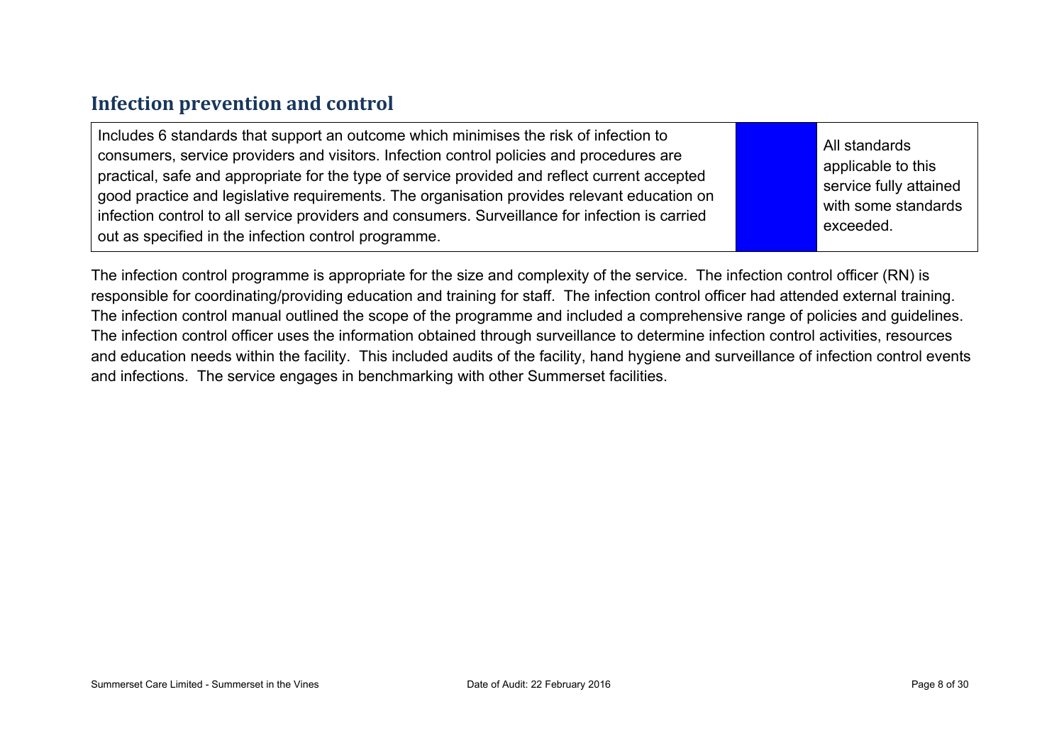## Infection prevention and control

| Includes 6 standards that support an outcome which minimises the risk of infection to consumers, service providers and visitors. Infection control policies and procedures are practical, safe and appropriate for the type of service provided and reflect current accepted good practice and legislative requirements. The organisation provides relevant education on infection control to all service providers and consumers. Surveillance for infection is carried out as specified in the infection control programme. | | All standards applicable to this service fully attained with some standards exceeded. |
|---|---|---|

The infection control programme is appropriate for the size and complexity of the service. The infection control officer (RN) is responsible for coordinating/providing education and training for staff. The infection control officer had attended external training. The infection control manual outlined the scope of the programme and included a comprehensive range of policies and guidelines. The infection control officer uses the information obtained through surveillance to determine infection control activities, resources and education needs within the facility. This included audits of the facility, hand hygiene and surveillance of infection control events and infections. The service engages in benchmarking with other Summerset facilities.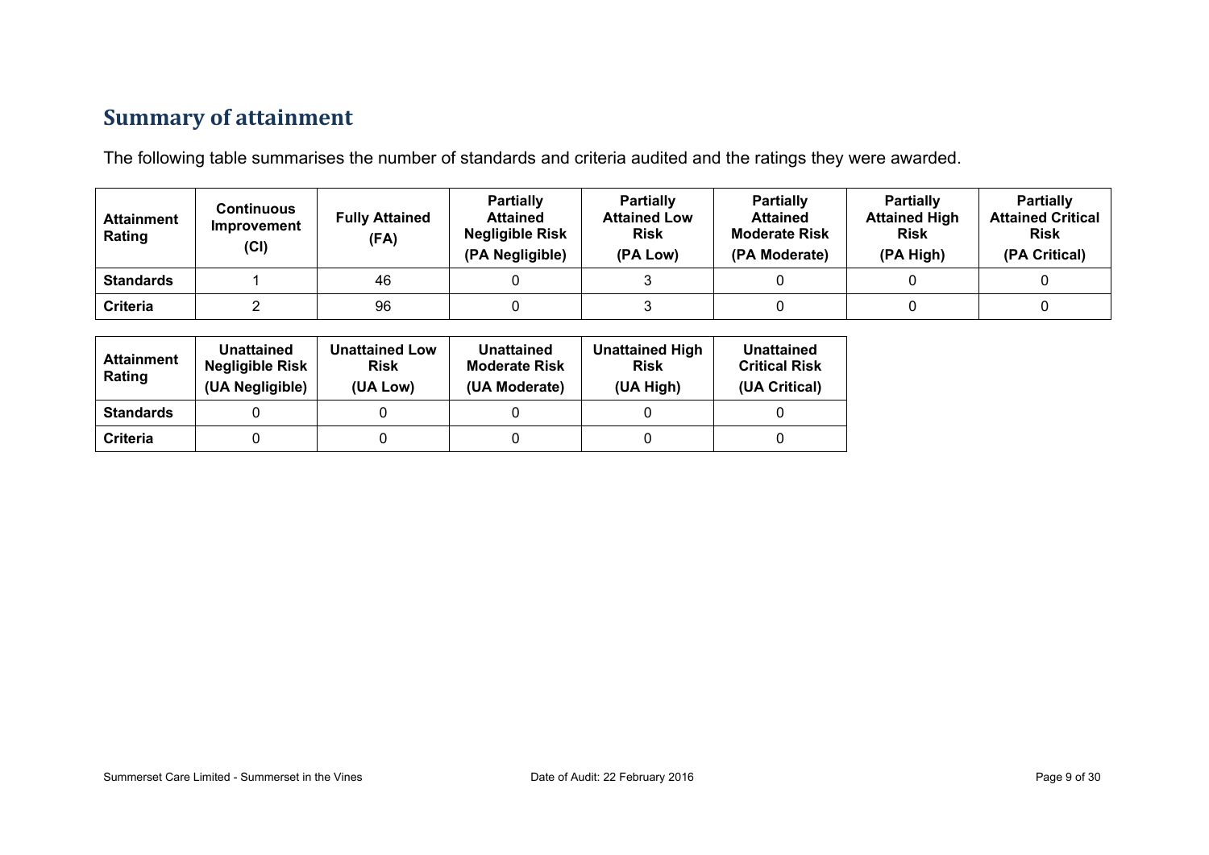## Summary of attainment

The following table summarises the number of standards and criteria audited and the ratings they were awarded.

| Attainment Rating | Continuous Improvement (CI) | Fully Attained (FA) | Partially Attained Negligible Risk (PA Negligible) | Partially Attained Low Risk (PA Low) | Partially Attained Moderate Risk (PA Moderate) | Partially Attained High Risk (PA High) | Partially Attained Critical Risk (PA Critical) |
|---|---|---|---|---|---|---|---|
| **Standards** | 1 | 46 | 0 | 3 | 0 | 0 | 0 |
| **Criteria** | 2 | 96 | 0 | 3 | 0 | 0 | 0 |

| Attainment Rating | Unattained Negligible Risk (UA Negligible) | Unattained Low Risk (UA Low) | Unattained Moderate Risk (UA Moderate) | Unattained High Risk (UA High) | Unattained Critical Risk (UA Critical) |
|---|---|---|---|---|---|
| **Standards** | 0 | 0 | 0 | 0 | 0 |
| **Criteria** | 0 | 0 | 0 | 0 | 0 |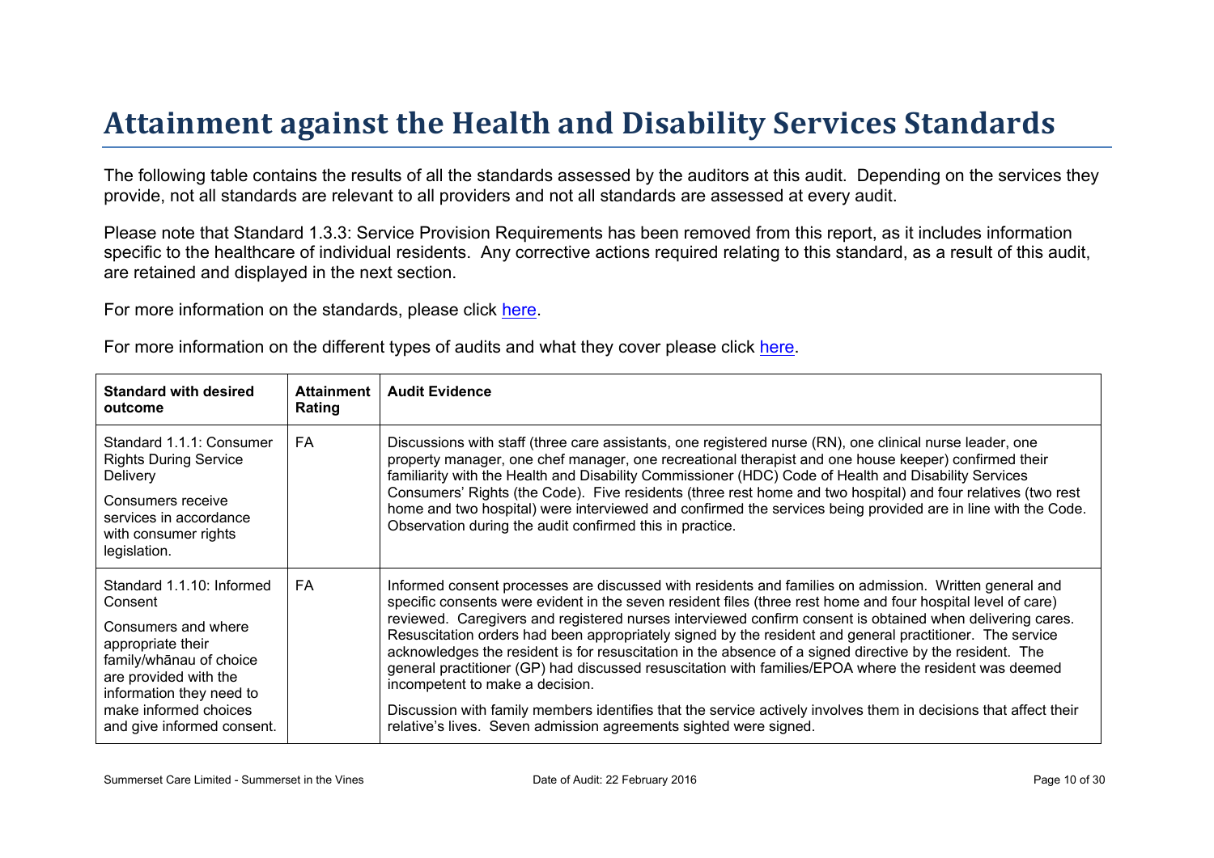# Attainment against the Health and Disability Services Standards

The following table contains the results of all the standards assessed by the auditors at this audit. Depending on the services they provide, not all standards are relevant to all providers and not all standards are assessed at every audit.

Please note that Standard 1.3.3: Service Provision Requirements has been removed from this report, as it includes information specific to the healthcare of individual residents. Any corrective actions required relating to this standard, as a result of this audit, are retained and displayed in the next section.

For more information on the standards, please click here.

For more information on the different types of audits and what they cover please click here.

| Standard with desired outcome | Attainment Rating | Audit Evidence |
|---|---|---|
| Standard 1.1.1: Consumer Rights During Service Delivery<br><br>Consumers receive services in accordance with consumer rights legislation. | FA | Discussions with staff (three care assistants, one registered nurse (RN), one clinical nurse leader, one property manager, one chef manager, one recreational therapist and one house keeper) confirmed their familiarity with the Health and Disability Commissioner (HDC) Code of Health and Disability Services Consumers' Rights (the Code). Five residents (three rest home and two hospital) and four relatives (two rest home and two hospital) were interviewed and confirmed the services being provided are in line with the Code. Observation during the audit confirmed this in practice. |
| Standard 1.1.10: Informed Consent<br><br>Consumers and where appropriate their family/whānau of choice are provided with the information they need to make informed choices and give informed consent. | FA | Informed consent processes are discussed with residents and families on admission. Written general and specific consents were evident in the seven resident files (three rest home and four hospital level of care) reviewed. Caregivers and registered nurses interviewed confirm consent is obtained when delivering cares. Resuscitation orders had been appropriately signed by the resident and general practitioner. The service acknowledges the resident is for resuscitation in the absence of a signed directive by the resident. The general practitioner (GP) had discussed resuscitation with families/EPOA where the resident was deemed incompetent to make a decision.<br><br>Discussion with family members identifies that the service actively involves them in decisions that affect their relative's lives. Seven admission agreements sighted were signed. |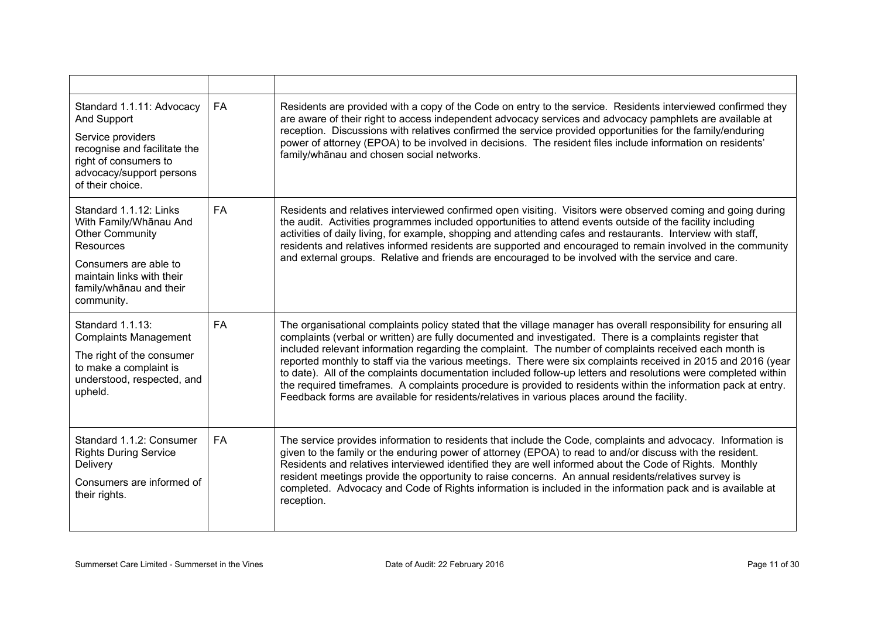| | | |
|---|---|---|
| Standard 1.1.11: Advocacy And Support<br><br>Service providers recognise and facilitate the right of consumers to advocacy/support persons of their choice. | FA | Residents are provided with a copy of the Code on entry to the service. Residents interviewed confirmed they are aware of their right to access independent advocacy services and advocacy pamphlets are available at reception. Discussions with relatives confirmed the service provided opportunities for the family/enduring power of attorney (EPOA) to be involved in decisions. The resident files include information on residents' family/whānau and chosen social networks. |
| Standard 1.1.12: Links With Family/Whānau And Other Community Resources<br><br>Consumers are able to maintain links with their family/whānau and their community. | FA | Residents and relatives interviewed confirmed open visiting. Visitors were observed coming and going during the audit. Activities programmes included opportunities to attend events outside of the facility including activities of daily living, for example, shopping and attending cafes and restaurants. Interview with staff, residents and relatives informed residents are supported and encouraged to remain involved in the community and external groups. Relative and friends are encouraged to be involved with the service and care. |
| Standard 1.1.13: Complaints Management<br><br>The right of the consumer to make a complaint is understood, respected, and upheld. | FA | The organisational complaints policy stated that the village manager has overall responsibility for ensuring all complaints (verbal or written) are fully documented and investigated. There is a complaints register that included relevant information regarding the complaint. The number of complaints received each month is reported monthly to staff via the various meetings. There were six complaints received in 2015 and 2016 (year to date). All of the complaints documentation included follow-up letters and resolutions were completed within the required timeframes. A complaints procedure is provided to residents within the information pack at entry. Feedback forms are available for residents/relatives in various places around the facility. |
| Standard 1.1.2: Consumer Rights During Service Delivery<br><br>Consumers are informed of their rights. | FA | The service provides information to residents that include the Code, complaints and advocacy. Information is given to the family or the enduring power of attorney (EPOA) to read to and/or discuss with the resident. Residents and relatives interviewed identified they are well informed about the Code of Rights. Monthly resident meetings provide the opportunity to raise concerns. An annual residents/relatives survey is completed. Advocacy and Code of Rights information is included in the information pack and is available at reception. |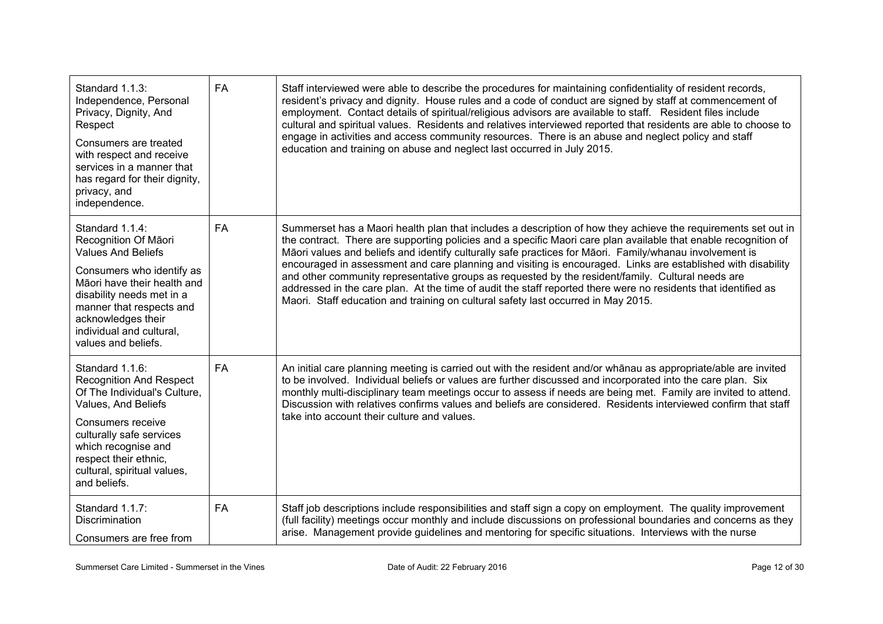| | | |
|---|---|---|
| Standard 1.1.3: Independence, Personal Privacy, Dignity, And Respect<br><br>Consumers are treated with respect and receive services in a manner that has regard for their dignity, privacy, and independence. | FA | Staff interviewed were able to describe the procedures for maintaining confidentiality of resident records, resident's privacy and dignity. House rules and a code of conduct are signed by staff at commencement of employment. Contact details of spiritual/religious advisors are available to staff. Resident files include cultural and spiritual values. Residents and relatives interviewed reported that residents are able to choose to engage in activities and access community resources. There is an abuse and neglect policy and staff education and training on abuse and neglect last occurred in July 2015. |
| Standard 1.1.4: Recognition Of Māori Values And Beliefs<br><br>Consumers who identify as Māori have their health and disability needs met in a manner that respects and acknowledges their individual and cultural, values and beliefs. | FA | Summerset has a Maori health plan that includes a description of how they achieve the requirements set out in the contract. There are supporting policies and a specific Maori care plan available that enable recognition of Māori values and beliefs and identify culturally safe practices for Māori. Family/whanau involvement is encouraged in assessment and care planning and visiting is encouraged. Links are established with disability and other community representative groups as requested by the resident/family. Cultural needs are addressed in the care plan. At the time of audit the staff reported there were no residents that identified as Maori. Staff education and training on cultural safety last occurred in May 2015. |
| Standard 1.1.6: Recognition And Respect Of The Individual's Culture, Values, And Beliefs<br><br>Consumers receive culturally safe services which recognise and respect their ethnic, cultural, spiritual values, and beliefs. | FA | An initial care planning meeting is carried out with the resident and/or whānau as appropriate/able are invited to be involved. Individual beliefs or values are further discussed and incorporated into the care plan. Six monthly multi-disciplinary team meetings occur to assess if needs are being met. Family are invited to attend. Discussion with relatives confirms values and beliefs are considered. Residents interviewed confirm that staff take into account their culture and values. |
| Standard 1.1.7: Discrimination<br><br>Consumers are free from | FA | Staff job descriptions include responsibilities and staff sign a copy on employment. The quality improvement (full facility) meetings occur monthly and include discussions on professional boundaries and concerns as they arise. Management provide guidelines and mentoring for specific situations. Interviews with the nurse |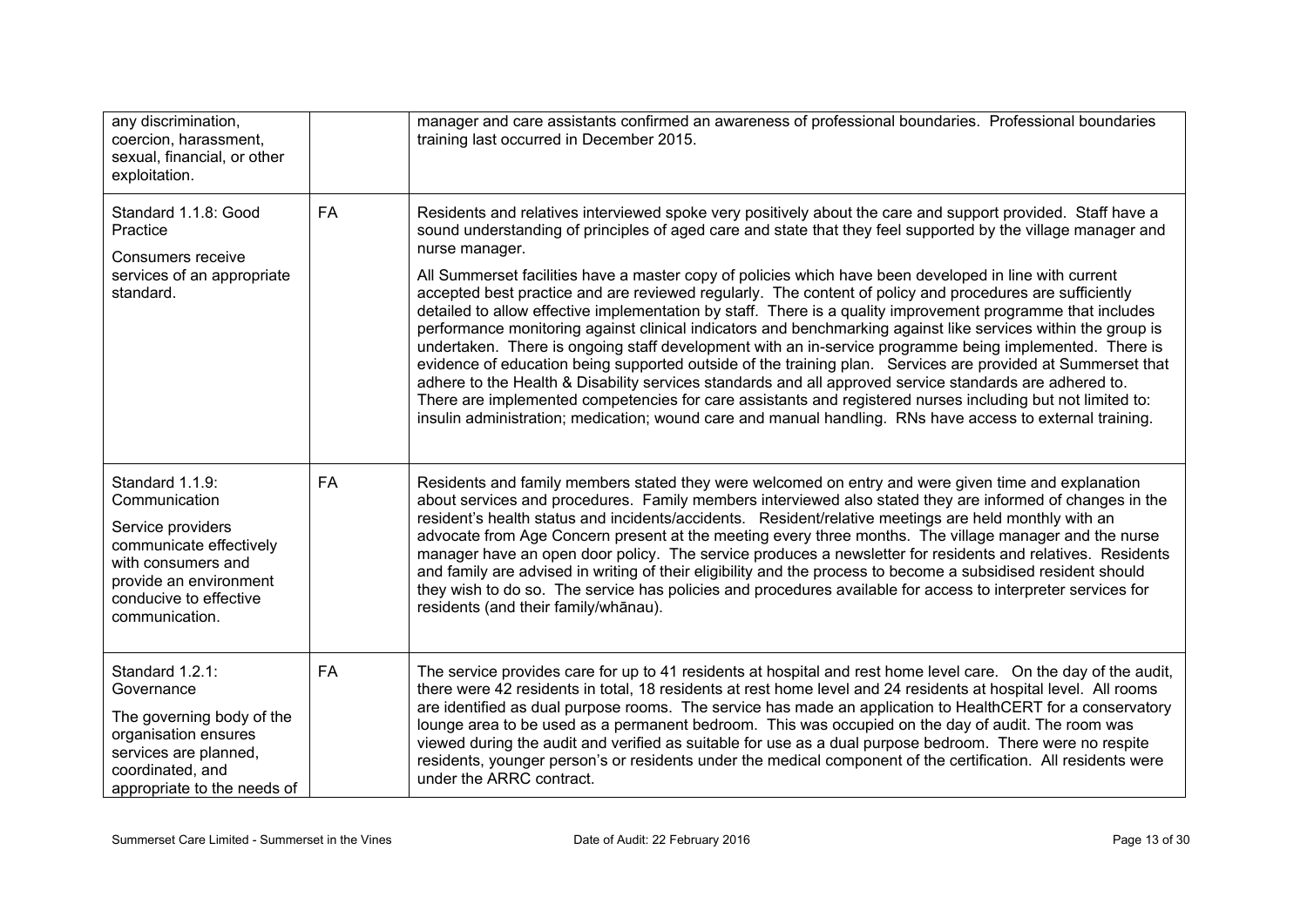| | | |
|---|---|---|
| any discrimination, coercion, harassment, sexual, financial, or other exploitation. | | manager and care assistants confirmed an awareness of professional boundaries. Professional boundaries training last occurred in December 2015. |
| Standard 1.1.8: Good Practice<br><br>Consumers receive services of an appropriate standard. | FA | Residents and relatives interviewed spoke very positively about the care and support provided. Staff have a sound understanding of principles of aged care and state that they feel supported by the village manager and nurse manager.<br><br>All Summerset facilities have a master copy of policies which have been developed in line with current accepted best practice and are reviewed regularly. The content of policy and procedures are sufficiently detailed to allow effective implementation by staff. There is a quality improvement programme that includes performance monitoring against clinical indicators and benchmarking against like services within the group is undertaken. There is ongoing staff development with an in-service programme being implemented. There is evidence of education being supported outside of the training plan. Services are provided at Summerset that adhere to the Health & Disability services standards and all approved service standards are adhered to. There are implemented competencies for care assistants and registered nurses including but not limited to: insulin administration; medication; wound care and manual handling. RNs have access to external training. |
| Standard 1.1.9: Communication<br><br>Service providers communicate effectively with consumers and provide an environment conducive to effective communication. | FA | Residents and family members stated they were welcomed on entry and were given time and explanation about services and procedures. Family members interviewed also stated they are informed of changes in the resident's health status and incidents/accidents. Resident/relative meetings are held monthly with an advocate from Age Concern present at the meeting every three months. The village manager and the nurse manager have an open door policy. The service produces a newsletter for residents and relatives. Residents and family are advised in writing of their eligibility and the process to become a subsidised resident should they wish to do so. The service has policies and procedures available for access to interpreter services for residents (and their family/whānau). |
| Standard 1.2.1: Governance<br><br>The governing body of the organisation ensures services are planned, coordinated, and appropriate to the needs of | FA | The service provides care for up to 41 residents at hospital and rest home level care. On the day of the audit, there were 42 residents in total, 18 residents at rest home level and 24 residents at hospital level. All rooms are identified as dual purpose rooms. The service has made an application to HealthCERT for a conservatory lounge area to be used as a permanent bedroom. This was occupied on the day of audit. The room was viewed during the audit and verified as suitable for use as a dual purpose bedroom. There were no respite residents, younger person's or residents under the medical component of the certification. All residents were under the ARRC contract. |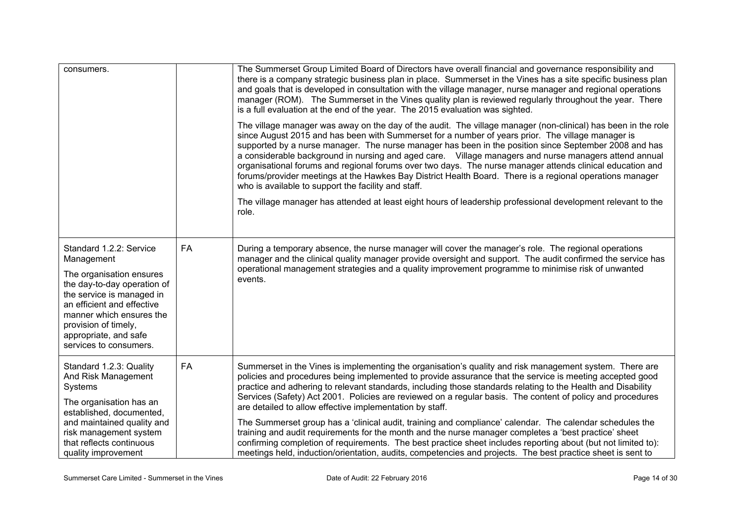| | | |
|---|---|---|
| consumers. | | The Summerset Group Limited Board of Directors have overall financial and governance responsibility and there is a company strategic business plan in place. Summerset in the Vines has a site specific business plan and goals that is developed in consultation with the village manager, nurse manager and regional operations manager (ROM). The Summerset in the Vines quality plan is reviewed regularly throughout the year. There is a full evaluation at the end of the year. The 2015 evaluation was sighted.<br><br>The village manager was away on the day of the audit. The village manager (non-clinical) has been in the role since August 2015 and has been with Summerset for a number of years prior. The village manager is supported by a nurse manager. The nurse manager has been in the position since September 2008 and has a considerable background in nursing and aged care. Village managers and nurse managers attend annual organisational forums and regional forums over two days. The nurse manager attends clinical education and forums/provider meetings at the Hawkes Bay District Health Board. There is a regional operations manager who is available to support the facility and staff.<br><br>The village manager has attended at least eight hours of leadership professional development relevant to the role. |
| Standard 1.2.2: Service Management<br><br>The organisation ensures the day-to-day operation of the service is managed in an efficient and effective manner which ensures the provision of timely, appropriate, and safe services to consumers. | FA | During a temporary absence, the nurse manager will cover the manager's role. The regional operations manager and the clinical quality manager provide oversight and support. The audit confirmed the service has operational management strategies and a quality improvement programme to minimise risk of unwanted events. |
| Standard 1.2.3: Quality And Risk Management Systems<br><br>The organisation has an established, documented, and maintained quality and risk management system that reflects continuous quality improvement | FA | Summerset in the Vines is implementing the organisation's quality and risk management system. There are policies and procedures being implemented to provide assurance that the service is meeting accepted good practice and adhering to relevant standards, including those standards relating to the Health and Disability Services (Safety) Act 2001. Policies are reviewed on a regular basis. The content of policy and procedures are detailed to allow effective implementation by staff.<br><br>The Summerset group has a 'clinical audit, training and compliance' calendar. The calendar schedules the training and audit requirements for the month and the nurse manager completes a 'best practice' sheet confirming completion of requirements. The best practice sheet includes reporting about (but not limited to): meetings held, induction/orientation, audits, competencies and projects. The best practice sheet is sent to |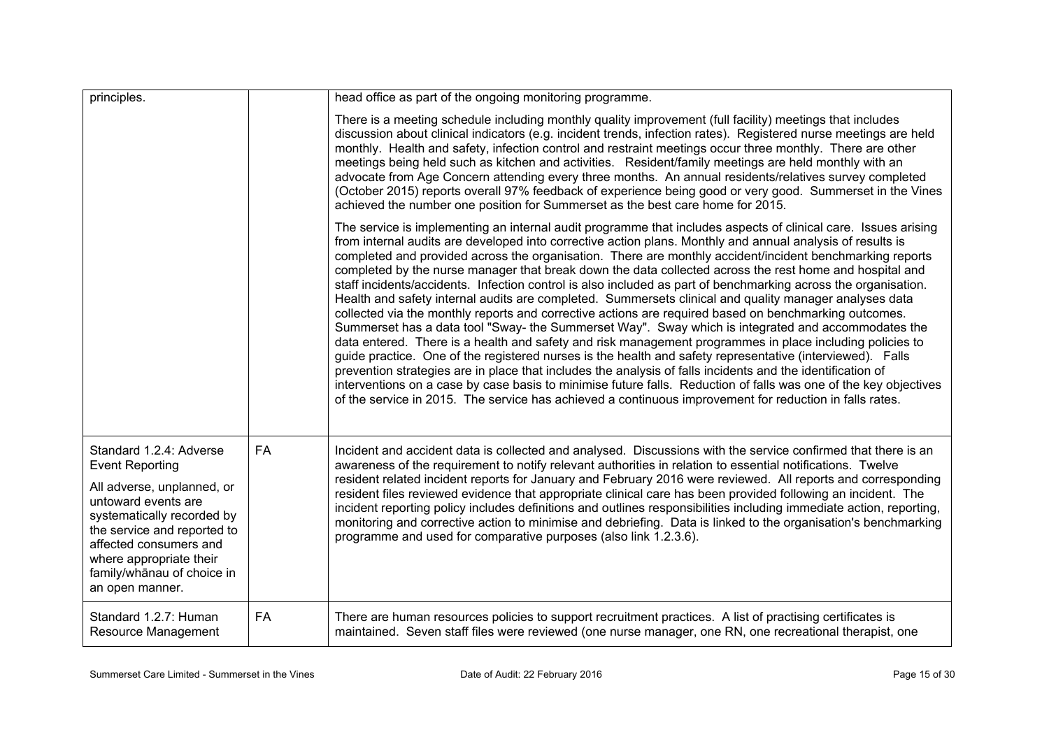| | | |
|---|---|---|
| principles. | | head office as part of the ongoing monitoring programme.<br><br>There is a meeting schedule including monthly quality improvement (full facility) meetings that includes discussion about clinical indicators (e.g. incident trends, infection rates). Registered nurse meetings are held monthly. Health and safety, infection control and restraint meetings occur three monthly. There are other meetings being held such as kitchen and activities. Resident/family meetings are held monthly with an advocate from Age Concern attending every three months. An annual residents/relatives survey completed (October 2015) reports overall 97% feedback of experience being good or very good. Summerset in the Vines achieved the number one position for Summerset as the best care home for 2015.<br><br>The service is implementing an internal audit programme that includes aspects of clinical care. Issues arising from internal audits are developed into corrective action plans. Monthly and annual analysis of results is completed and provided across the organisation. There are monthly accident/incident benchmarking reports completed by the nurse manager that break down the data collected across the rest home and hospital and staff incidents/accidents. Infection control is also included as part of benchmarking across the organisation. Health and safety internal audits are completed. Summersets clinical and quality manager analyses data collected via the monthly reports and corrective actions are required based on benchmarking outcomes. Summerset has a data tool "Sway- the Summerset Way". Sway which is integrated and accommodates the data entered. There is a health and safety and risk management programmes in place including policies to guide practice. One of the registered nurses is the health and safety representative (interviewed). Falls prevention strategies are in place that includes the analysis of falls incidents and the identification of interventions on a case by case basis to minimise future falls. Reduction of falls was one of the key objectives of the service in 2015. The service has achieved a continuous improvement for reduction in falls rates. |
| Standard 1.2.4: Adverse Event Reporting<br><br>All adverse, unplanned, or untoward events are systematically recorded by the service and reported to affected consumers and where appropriate their family/whānau of choice in an open manner. | FA | Incident and accident data is collected and analysed. Discussions with the service confirmed that there is an awareness of the requirement to notify relevant authorities in relation to essential notifications. Twelve resident related incident reports for January and February 2016 were reviewed. All reports and corresponding resident files reviewed evidence that appropriate clinical care has been provided following an incident. The incident reporting policy includes definitions and outlines responsibilities including immediate action, reporting, monitoring and corrective action to minimise and debriefing. Data is linked to the organisation's benchmarking programme and used for comparative purposes (also link 1.2.3.6). |
| Standard 1.2.7: Human Resource Management | FA | There are human resources policies to support recruitment practices. A list of practising certificates is maintained. Seven staff files were reviewed (one nurse manager, one RN, one recreational therapist, one |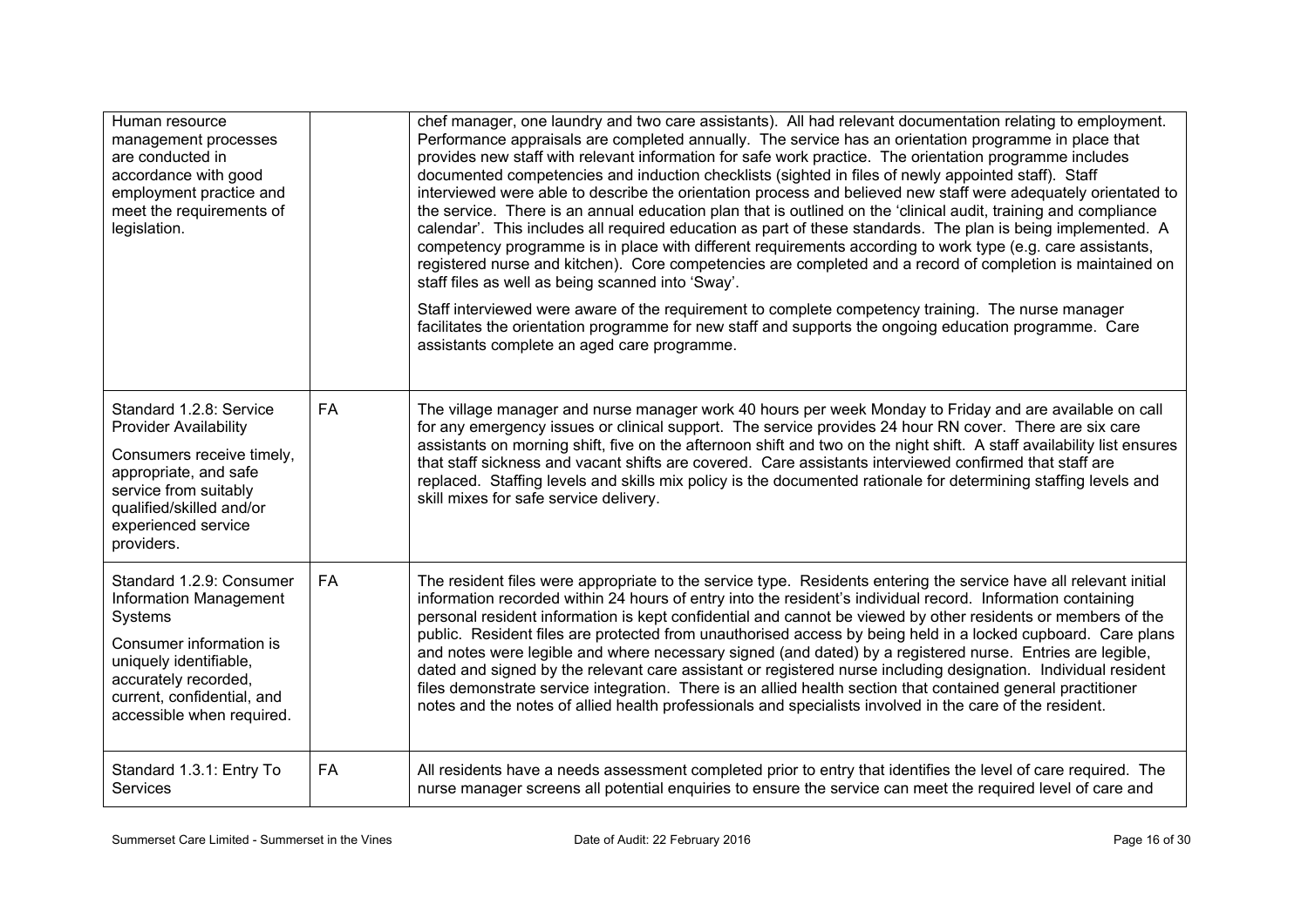| | | |
|---|---|---|
| Human resource management processes are conducted in accordance with good employment practice and meet the requirements of legislation. | | chef manager, one laundry and two care assistants). All had relevant documentation relating to employment. Performance appraisals are completed annually. The service has an orientation programme in place that provides new staff with relevant information for safe work practice. The orientation programme includes documented competencies and induction checklists (sighted in files of newly appointed staff). Staff interviewed were able to describe the orientation process and believed new staff were adequately orientated to the service. There is an annual education plan that is outlined on the 'clinical audit, training and compliance calendar'. This includes all required education as part of these standards. The plan is being implemented. A competency programme is in place with different requirements according to work type (e.g. care assistants, registered nurse and kitchen). Core competencies are completed and a record of completion is maintained on staff files as well as being scanned into 'Sway'.<br><br>Staff interviewed were aware of the requirement to complete competency training. The nurse manager facilitates the orientation programme for new staff and supports the ongoing education programme. Care assistants complete an aged care programme. |
| Standard 1.2.8: Service Provider Availability<br><br>Consumers receive timely, appropriate, and safe service from suitably qualified/skilled and/or experienced service providers. | FA | The village manager and nurse manager work 40 hours per week Monday to Friday and are available on call for any emergency issues or clinical support. The service provides 24 hour RN cover. There are six care assistants on morning shift, five on the afternoon shift and two on the night shift. A staff availability list ensures that staff sickness and vacant shifts are covered. Care assistants interviewed confirmed that staff are replaced. Staffing levels and skills mix policy is the documented rationale for determining staffing levels and skill mixes for safe service delivery. |
| Standard 1.2.9: Consumer Information Management Systems<br><br>Consumer information is uniquely identifiable, accurately recorded, current, confidential, and accessible when required. | FA | The resident files were appropriate to the service type. Residents entering the service have all relevant initial information recorded within 24 hours of entry into the resident's individual record. Information containing personal resident information is kept confidential and cannot be viewed by other residents or members of the public. Resident files are protected from unauthorised access by being held in a locked cupboard. Care plans and notes were legible and where necessary signed (and dated) by a registered nurse. Entries are legible, dated and signed by the relevant care assistant or registered nurse including designation. Individual resident files demonstrate service integration. There is an allied health section that contained general practitioner notes and the notes of allied health professionals and specialists involved in the care of the resident. |
| Standard 1.3.1: Entry To Services | FA | All residents have a needs assessment completed prior to entry that identifies the level of care required. The nurse manager screens all potential enquiries to ensure the service can meet the required level of care and |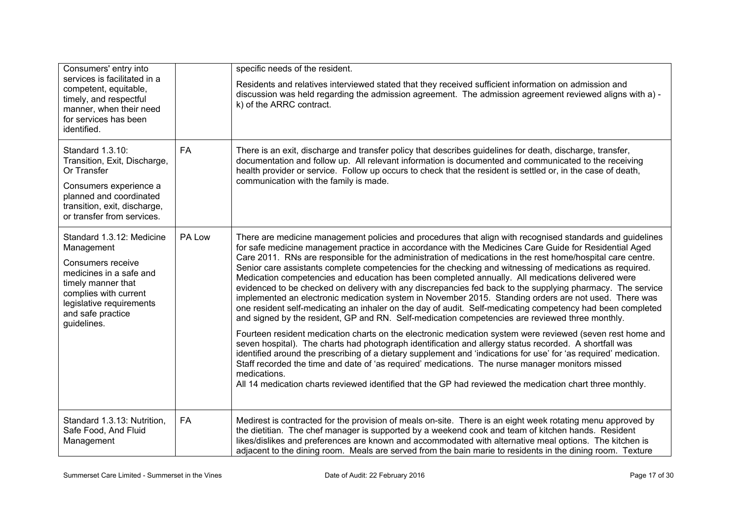| | | |
|---|---|---|
| Consumers' entry into services is facilitated in a competent, equitable, timely, and respectful manner, when their need for services has been identified. | | specific needs of the resident.<br><br>Residents and relatives interviewed stated that they received sufficient information on admission and discussion was held regarding the admission agreement. The admission agreement reviewed aligns with a) - k) of the ARRC contract. |
| Standard 1.3.10: Transition, Exit, Discharge, Or Transfer<br><br>Consumers experience a planned and coordinated transition, exit, discharge, or transfer from services. | FA | There is an exit, discharge and transfer policy that describes guidelines for death, discharge, transfer, documentation and follow up. All relevant information is documented and communicated to the receiving health provider or service. Follow up occurs to check that the resident is settled or, in the case of death, communication with the family is made. |
| Standard 1.3.12: Medicine Management<br><br>Consumers receive medicines in a safe and timely manner that complies with current legislative requirements and safe practice guidelines. | PA Low | There are medicine management policies and procedures that align with recognised standards and guidelines for safe medicine management practice in accordance with the Medicines Care Guide for Residential Aged Care 2011. RNs are responsible for the administration of medications in the rest home/hospital care centre. Senior care assistants complete competencies for the checking and witnessing of medications as required. Medication competencies and education has been completed annually. All medications delivered were evidenced to be checked on delivery with any discrepancies fed back to the supplying pharmacy. The service implemented an electronic medication system in November 2015. Standing orders are not used. There was one resident self-medicating an inhaler on the day of audit. Self-medicating competency had been completed and signed by the resident, GP and RN. Self-medication competencies are reviewed three monthly.<br><br>Fourteen resident medication charts on the electronic medication system were reviewed (seven rest home and seven hospital). The charts had photograph identification and allergy status recorded. A shortfall was identified around the prescribing of a dietary supplement and 'indications for use' for 'as required' medication. Staff recorded the time and date of 'as required' medications. The nurse manager monitors missed medications.<br>All 14 medication charts reviewed identified that the GP had reviewed the medication chart three monthly. |
| Standard 1.3.13: Nutrition, Safe Food, And Fluid Management | FA | Medirest is contracted for the provision of meals on-site. There is an eight week rotating menu approved by the dietitian. The chef manager is supported by a weekend cook and team of kitchen hands. Resident likes/dislikes and preferences are known and accommodated with alternative meal options. The kitchen is adjacent to the dining room. Meals are served from the bain marie to residents in the dining room. Texture |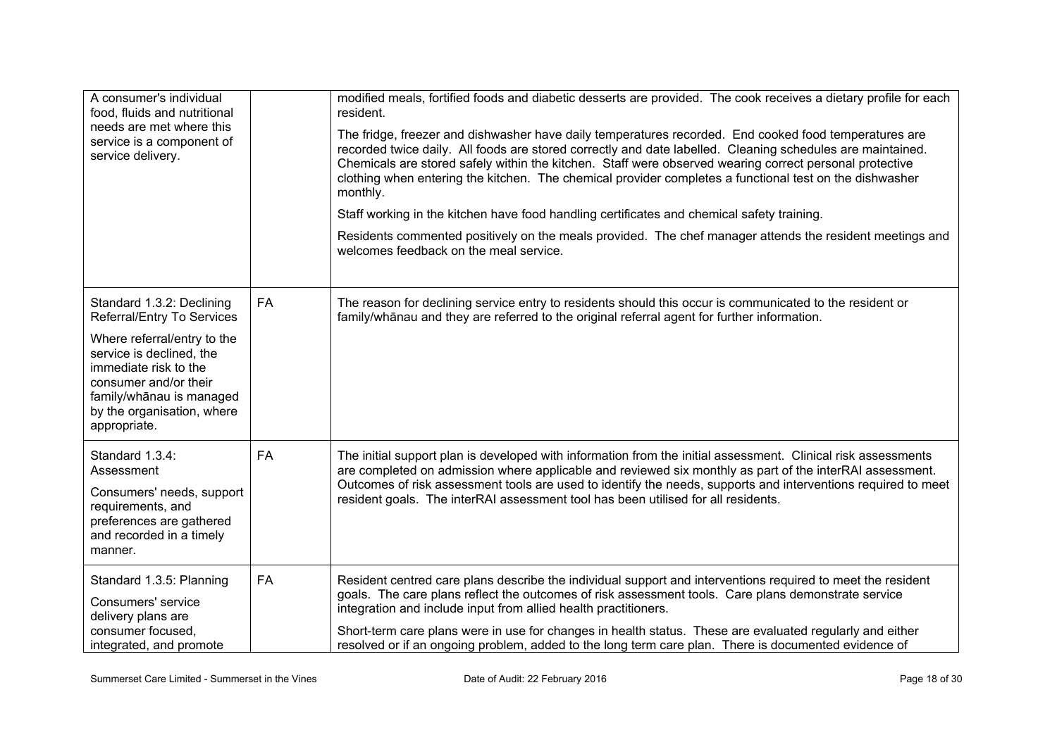| | | |
|---|---|---|
| A consumer's individual food, fluids and nutritional needs are met where this service is a component of service delivery. | | modified meals, fortified foods and diabetic desserts are provided. The cook receives a dietary profile for each resident.<br><br>The fridge, freezer and dishwasher have daily temperatures recorded. End cooked food temperatures are recorded twice daily. All foods are stored correctly and date labelled. Cleaning schedules are maintained. Chemicals are stored safely within the kitchen. Staff were observed wearing correct personal protective clothing when entering the kitchen. The chemical provider completes a functional test on the dishwasher monthly.<br><br>Staff working in the kitchen have food handling certificates and chemical safety training.<br><br>Residents commented positively on the meals provided. The chef manager attends the resident meetings and welcomes feedback on the meal service. |
| Standard 1.3.2: Declining Referral/Entry To Services<br><br>Where referral/entry to the service is declined, the immediate risk to the consumer and/or their family/whānau is managed by the organisation, where appropriate. | FA | The reason for declining service entry to residents should this occur is communicated to the resident or family/whānau and they are referred to the original referral agent for further information. |
| Standard 1.3.4: Assessment<br><br>Consumers' needs, support requirements, and preferences are gathered and recorded in a timely manner. | FA | The initial support plan is developed with information from the initial assessment. Clinical risk assessments are completed on admission where applicable and reviewed six monthly as part of the interRAI assessment. Outcomes of risk assessment tools are used to identify the needs, supports and interventions required to meet resident goals. The interRAI assessment tool has been utilised for all residents. |
| Standard 1.3.5: Planning<br><br>Consumers' service delivery plans are consumer focused, integrated, and promote | FA | Resident centred care plans describe the individual support and interventions required to meet the resident goals. The care plans reflect the outcomes of risk assessment tools. Care plans demonstrate service integration and include input from allied health practitioners.<br><br>Short-term care plans were in use for changes in health status. These are evaluated regularly and either resolved or if an ongoing problem, added to the long term care plan. There is documented evidence of |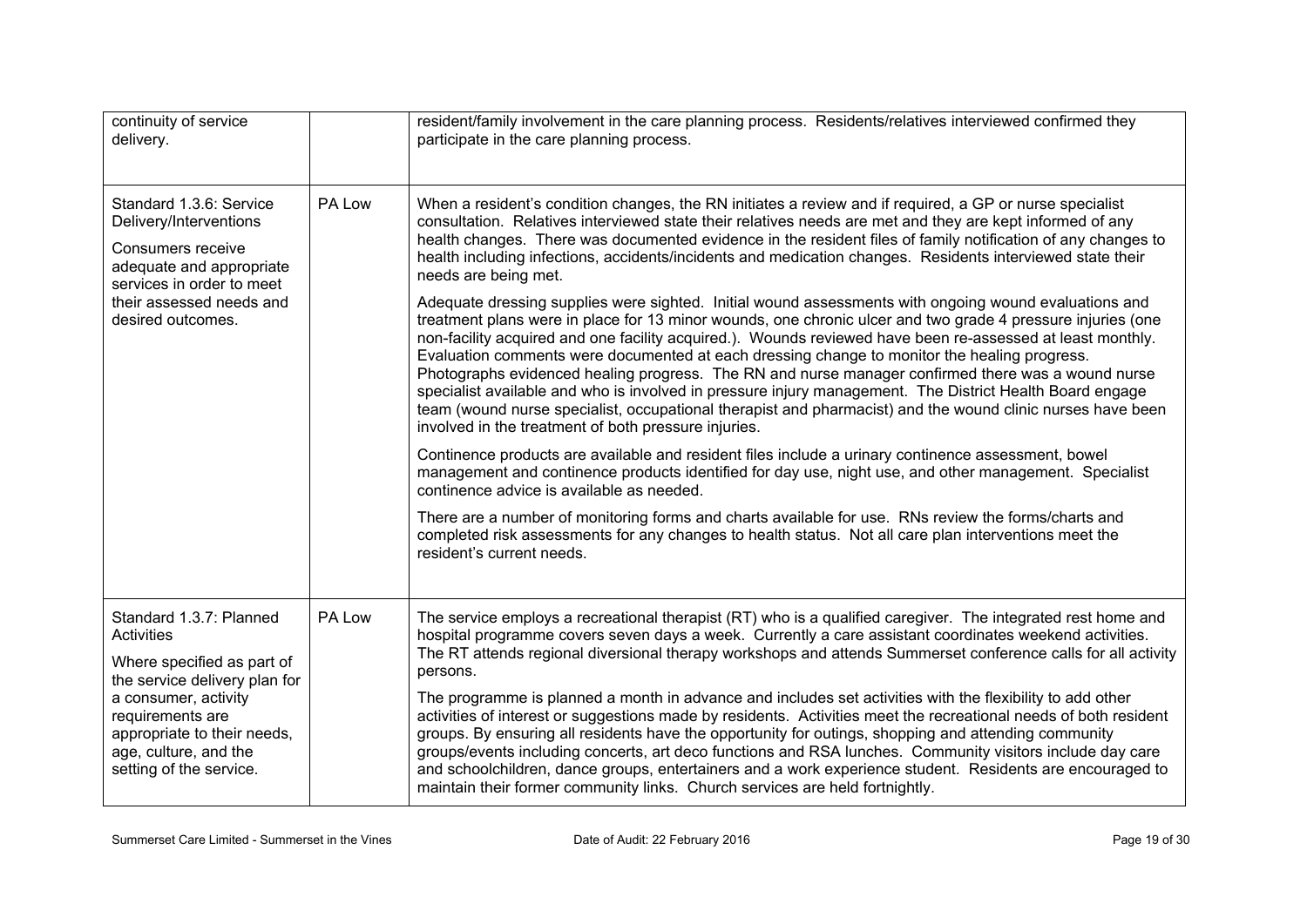| | | |
|---|---|---|
| continuity of service delivery. | | resident/family involvement in the care planning process. Residents/relatives interviewed confirmed they participate in the care planning process. |
| Standard 1.3.6: Service Delivery/Interventions<br><br>Consumers receive adequate and appropriate services in order to meet their assessed needs and desired outcomes. | PA Low | When a resident's condition changes, the RN initiates a review and if required, a GP or nurse specialist consultation. Relatives interviewed state their relatives needs are met and they are kept informed of any health changes. There was documented evidence in the resident files of family notification of any changes to health including infections, accidents/incidents and medication changes. Residents interviewed state their needs are being met.<br><br>Adequate dressing supplies were sighted. Initial wound assessments with ongoing wound evaluations and treatment plans were in place for 13 minor wounds, one chronic ulcer and two grade 4 pressure injuries (one non-facility acquired and one facility acquired.). Wounds reviewed have been re-assessed at least monthly. Evaluation comments were documented at each dressing change to monitor the healing progress. Photographs evidenced healing progress. The RN and nurse manager confirmed there was a wound nurse specialist available and who is involved in pressure injury management. The District Health Board engage team (wound nurse specialist, occupational therapist and pharmacist) and the wound clinic nurses have been involved in the treatment of both pressure injuries.<br><br>Continence products are available and resident files include a urinary continence assessment, bowel management and continence products identified for day use, night use, and other management. Specialist continence advice is available as needed.<br><br>There are a number of monitoring forms and charts available for use. RNs review the forms/charts and completed risk assessments for any changes to health status. Not all care plan interventions meet the resident's current needs. |
| Standard 1.3.7: Planned Activities<br><br>Where specified as part of the service delivery plan for a consumer, activity requirements are appropriate to their needs, age, culture, and the setting of the service. | PA Low | The service employs a recreational therapist (RT) who is a qualified caregiver. The integrated rest home and hospital programme covers seven days a week. Currently a care assistant coordinates weekend activities. The RT attends regional diversional therapy workshops and attends Summerset conference calls for all activity persons.<br><br>The programme is planned a month in advance and includes set activities with the flexibility to add other activities of interest or suggestions made by residents. Activities meet the recreational needs of both resident groups. By ensuring all residents have the opportunity for outings, shopping and attending community groups/events including concerts, art deco functions and RSA lunches. Community visitors include day care and schoolchildren, dance groups, entertainers and a work experience student. Residents are encouraged to maintain their former community links. Church services are held fortnightly. |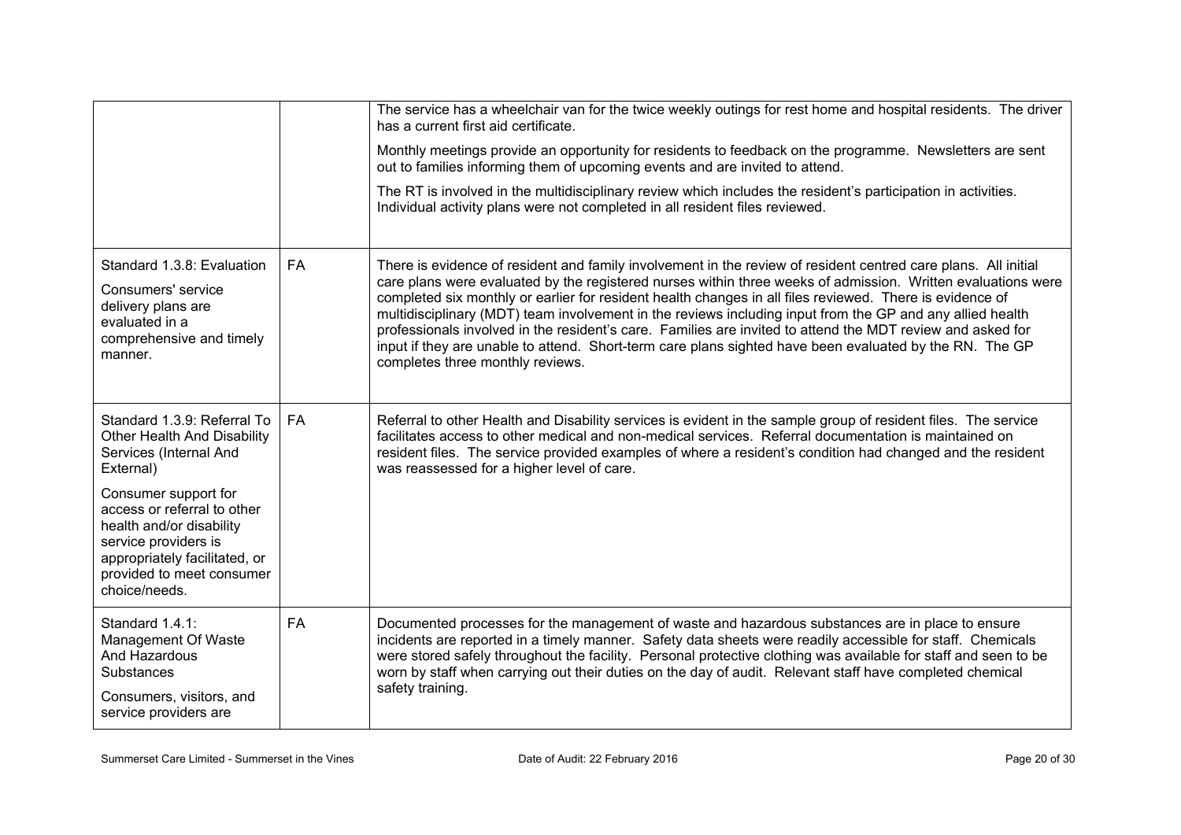| | | |
|---|---|---|
| | | The service has a wheelchair van for the twice weekly outings for rest home and hospital residents. The driver has a current first aid certificate.<br><br>Monthly meetings provide an opportunity for residents to feedback on the programme. Newsletters are sent out to families informing them of upcoming events and are invited to attend.<br><br>The RT is involved in the multidisciplinary review which includes the resident's participation in activities. Individual activity plans were not completed in all resident files reviewed. |
| Standard 1.3.8: Evaluation<br><br>Consumers' service delivery plans are evaluated in a comprehensive and timely manner. | FA | There is evidence of resident and family involvement in the review of resident centred care plans. All initial care plans were evaluated by the registered nurses within three weeks of admission. Written evaluations were completed six monthly or earlier for resident health changes in all files reviewed. There is evidence of multidisciplinary (MDT) team involvement in the reviews including input from the GP and any allied health professionals involved in the resident's care. Families are invited to attend the MDT review and asked for input if they are unable to attend. Short-term care plans sighted have been evaluated by the RN. The GP completes three monthly reviews. |
| Standard 1.3.9: Referral To Other Health And Disability Services (Internal And External)<br><br>Consumer support for access or referral to other health and/or disability service providers is appropriately facilitated, or provided to meet consumer choice/needs. | FA | Referral to other Health and Disability services is evident in the sample group of resident files. The service facilitates access to other medical and non-medical services. Referral documentation is maintained on resident files. The service provided examples of where a resident's condition had changed and the resident was reassessed for a higher level of care. |
| Standard 1.4.1: Management Of Waste And Hazardous Substances<br><br>Consumers, visitors, and service providers are | FA | Documented processes for the management of waste and hazardous substances are in place to ensure incidents are reported in a timely manner. Safety data sheets were readily accessible for staff. Chemicals were stored safely throughout the facility. Personal protective clothing was available for staff and seen to be worn by staff when carrying out their duties on the day of audit. Relevant staff have completed chemical safety training. |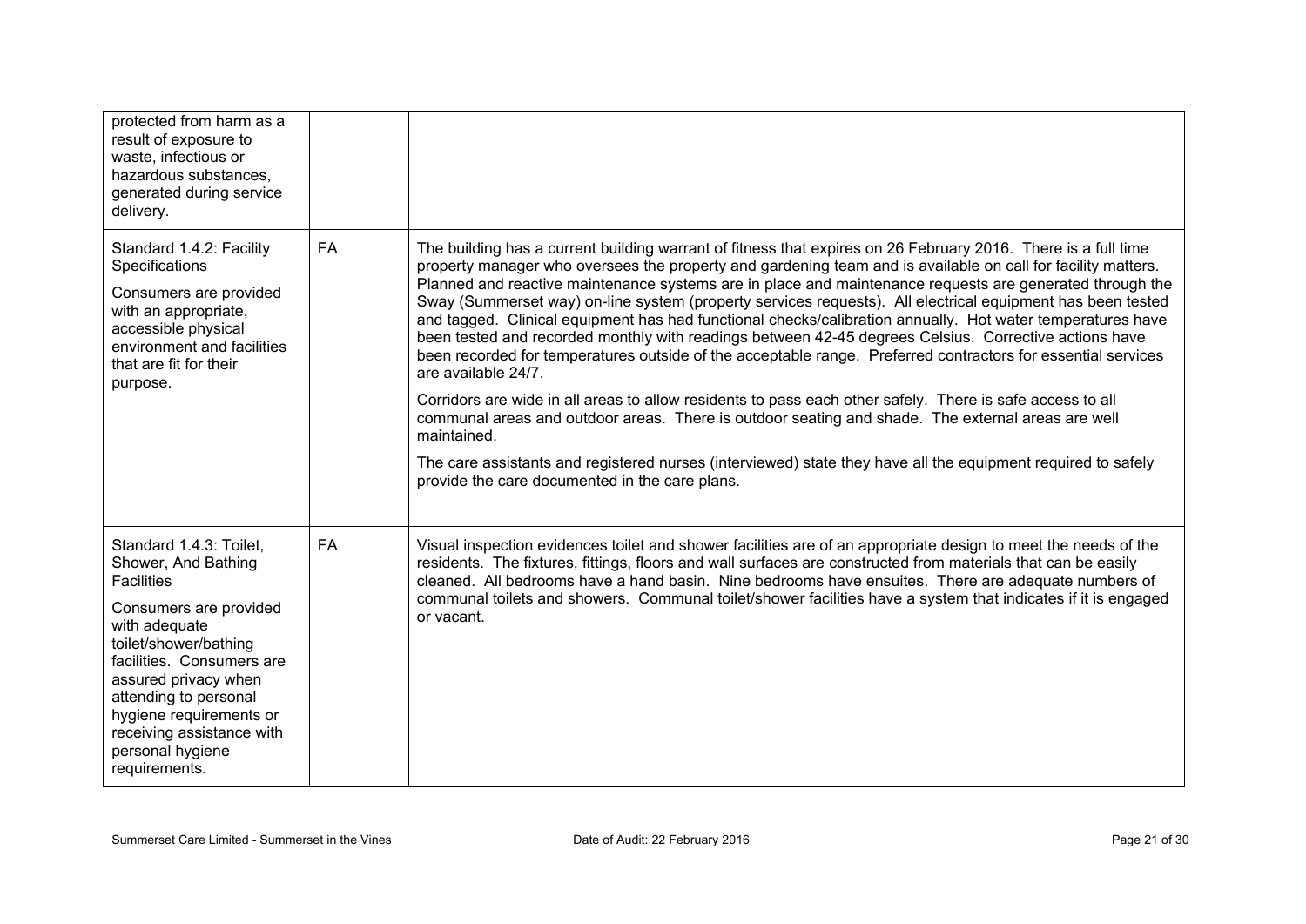| | | |
|---|---|---|
| protected from harm as a result of exposure to waste, infectious or hazardous substances, generated during service delivery. | | |
| Standard 1.4.2: Facility Specifications<br><br>Consumers are provided with an appropriate, accessible physical environment and facilities that are fit for their purpose. | FA | The building has a current building warrant of fitness that expires on 26 February 2016. There is a full time property manager who oversees the property and gardening team and is available on call for facility matters. Planned and reactive maintenance systems are in place and maintenance requests are generated through the Sway (Summerset way) on-line system (property services requests). All electrical equipment has been tested and tagged. Clinical equipment has had functional checks/calibration annually. Hot water temperatures have been tested and recorded monthly with readings between 42-45 degrees Celsius. Corrective actions have been recorded for temperatures outside of the acceptable range. Preferred contractors for essential services are available 24/7.<br><br>Corridors are wide in all areas to allow residents to pass each other safely. There is safe access to all communal areas and outdoor areas. There is outdoor seating and shade. The external areas are well maintained.<br><br>The care assistants and registered nurses (interviewed) state they have all the equipment required to safely provide the care documented in the care plans. |
| Standard 1.4.3: Toilet, Shower, And Bathing Facilities<br><br>Consumers are provided with adequate toilet/shower/bathing facilities. Consumers are assured privacy when attending to personal hygiene requirements or receiving assistance with personal hygiene requirements. | FA | Visual inspection evidences toilet and shower facilities are of an appropriate design to meet the needs of the residents. The fixtures, fittings, floors and wall surfaces are constructed from materials that can be easily cleaned. All bedrooms have a hand basin. Nine bedrooms have ensuites. There are adequate numbers of communal toilets and showers. Communal toilet/shower facilities have a system that indicates if it is engaged or vacant. |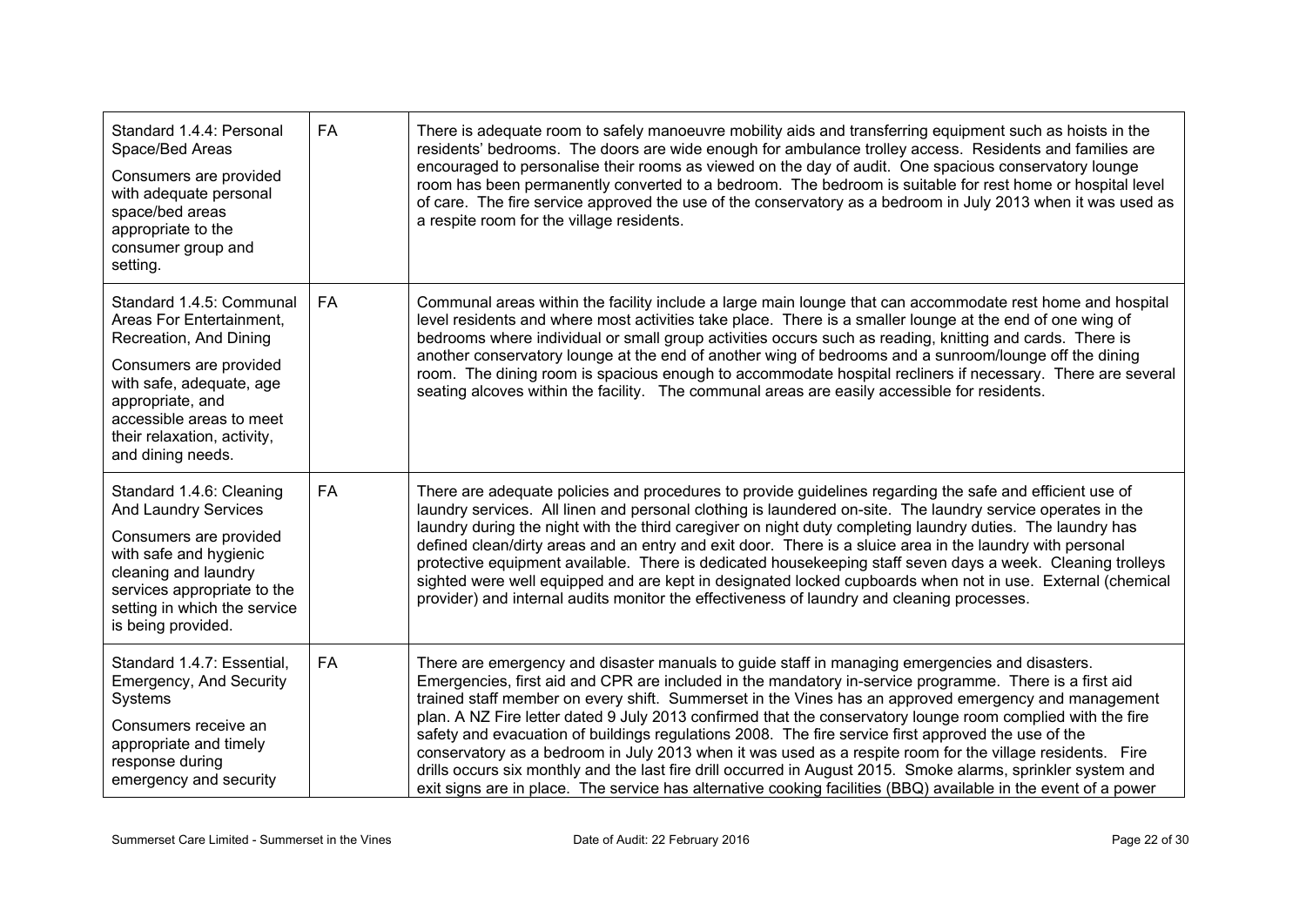| | | |
|---|---|---|
| Standard 1.4.4: Personal Space/Bed Areas<br><br>Consumers are provided with adequate personal space/bed areas appropriate to the consumer group and setting. | FA | There is adequate room to safely manoeuvre mobility aids and transferring equipment such as hoists in the residents' bedrooms. The doors are wide enough for ambulance trolley access. Residents and families are encouraged to personalise their rooms as viewed on the day of audit. One spacious conservatory lounge room has been permanently converted to a bedroom. The bedroom is suitable for rest home or hospital level of care. The fire service approved the use of the conservatory as a bedroom in July 2013 when it was used as a respite room for the village residents. |
| Standard 1.4.5: Communal Areas For Entertainment, Recreation, And Dining<br><br>Consumers are provided with safe, adequate, age appropriate, and accessible areas to meet their relaxation, activity, and dining needs. | FA | Communal areas within the facility include a large main lounge that can accommodate rest home and hospital level residents and where most activities take place. There is a smaller lounge at the end of one wing of bedrooms where individual or small group activities occurs such as reading, knitting and cards. There is another conservatory lounge at the end of another wing of bedrooms and a sunroom/lounge off the dining room. The dining room is spacious enough to accommodate hospital recliners if necessary. There are several seating alcoves within the facility. The communal areas are easily accessible for residents. |
| Standard 1.4.6: Cleaning And Laundry Services<br><br>Consumers are provided with safe and hygienic cleaning and laundry services appropriate to the setting in which the service is being provided. | FA | There are adequate policies and procedures to provide guidelines regarding the safe and efficient use of laundry services. All linen and personal clothing is laundered on-site. The laundry service operates in the laundry during the night with the third caregiver on night duty completing laundry duties. The laundry has defined clean/dirty areas and an entry and exit door. There is a sluice area in the laundry with personal protective equipment available. There is dedicated housekeeping staff seven days a week. Cleaning trolleys sighted were well equipped and are kept in designated locked cupboards when not in use. External (chemical provider) and internal audits monitor the effectiveness of laundry and cleaning processes. |
| Standard 1.4.7: Essential, Emergency, And Security Systems<br><br>Consumers receive an appropriate and timely response during emergency and security | FA | There are emergency and disaster manuals to guide staff in managing emergencies and disasters. Emergencies, first aid and CPR are included in the mandatory in-service programme. There is a first aid trained staff member on every shift. Summerset in the Vines has an approved emergency and management plan. A NZ Fire letter dated 9 July 2013 confirmed that the conservatory lounge room complied with the fire safety and evacuation of buildings regulations 2008. The fire service first approved the use of the conservatory as a bedroom in July 2013 when it was used as a respite room for the village residents. Fire drills occurs six monthly and the last fire drill occurred in August 2015. Smoke alarms, sprinkler system and exit signs are in place. The service has alternative cooking facilities (BBQ) available in the event of a power |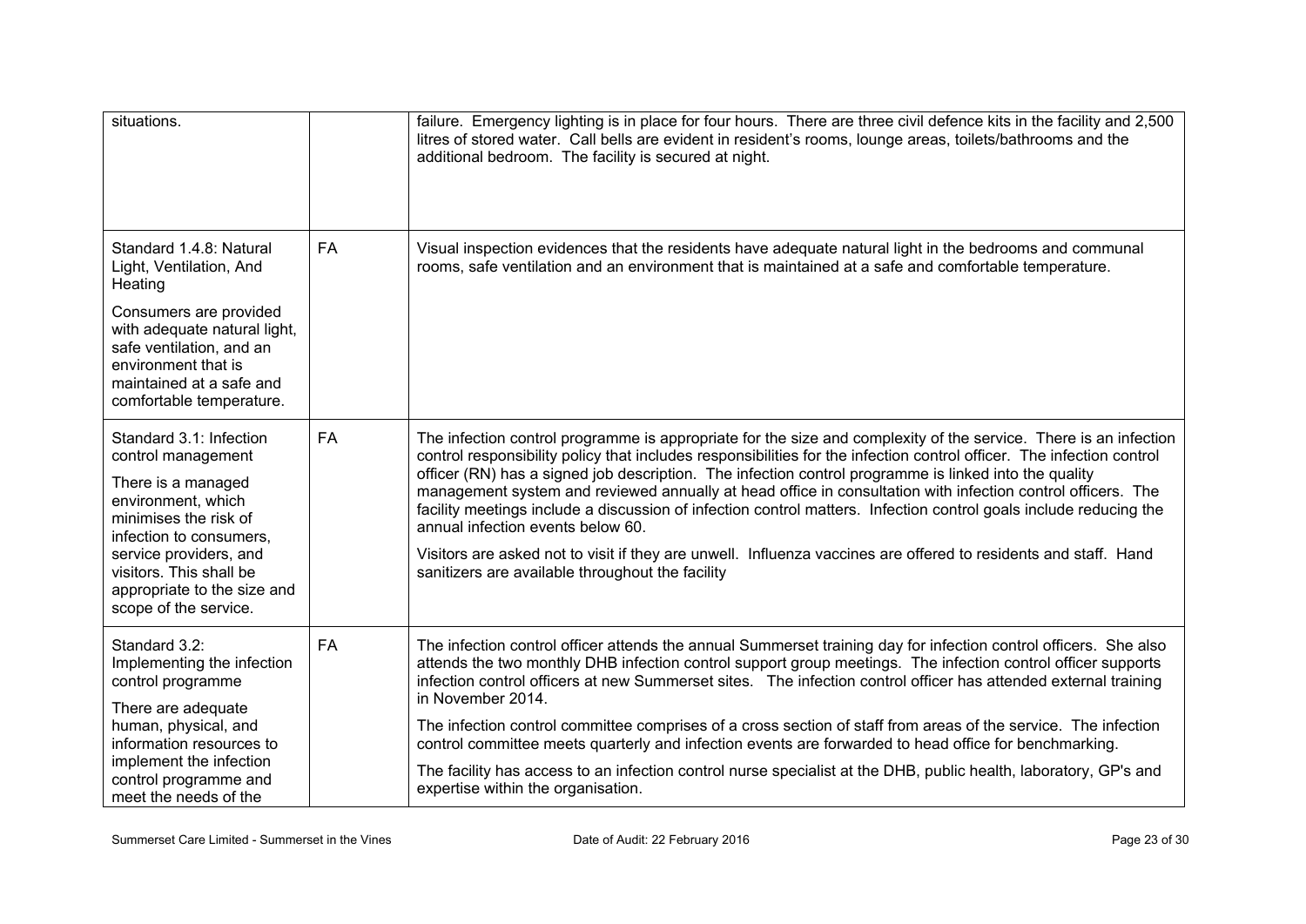| | | |
|---|---|---|
| situations. | | failure. Emergency lighting is in place for four hours. There are three civil defence kits in the facility and 2,500 litres of stored water. Call bells are evident in resident's rooms, lounge areas, toilets/bathrooms and the additional bedroom. The facility is secured at night. |
| Standard 1.4.8: Natural Light, Ventilation, And Heating<br><br>Consumers are provided with adequate natural light, safe ventilation, and an environment that is maintained at a safe and comfortable temperature. | FA | Visual inspection evidences that the residents have adequate natural light in the bedrooms and communal rooms, safe ventilation and an environment that is maintained at a safe and comfortable temperature. |
| Standard 3.1: Infection control management<br><br>There is a managed environment, which minimises the risk of infection to consumers, service providers, and visitors. This shall be appropriate to the size and scope of the service. | FA | The infection control programme is appropriate for the size and complexity of the service. There is an infection control responsibility policy that includes responsibilities for the infection control officer. The infection control officer (RN) has a signed job description. The infection control programme is linked into the quality management system and reviewed annually at head office in consultation with infection control officers. The facility meetings include a discussion of infection control matters. Infection control goals include reducing the annual infection events below 60.<br><br>Visitors are asked not to visit if they are unwell. Influenza vaccines are offered to residents and staff. Hand sanitizers are available throughout the facility |
| Standard 3.2: Implementing the infection control programme<br><br>There are adequate human, physical, and information resources to implement the infection control programme and meet the needs of the | FA | The infection control officer attends the annual Summerset training day for infection control officers. She also attends the two monthly DHB infection control support group meetings. The infection control officer supports infection control officers at new Summerset sites. The infection control officer has attended external training in November 2014.<br><br>The infection control committee comprises of a cross section of staff from areas of the service. The infection control committee meets quarterly and infection events are forwarded to head office for benchmarking.<br><br>The facility has access to an infection control nurse specialist at the DHB, public health, laboratory, GP's and expertise within the organisation. |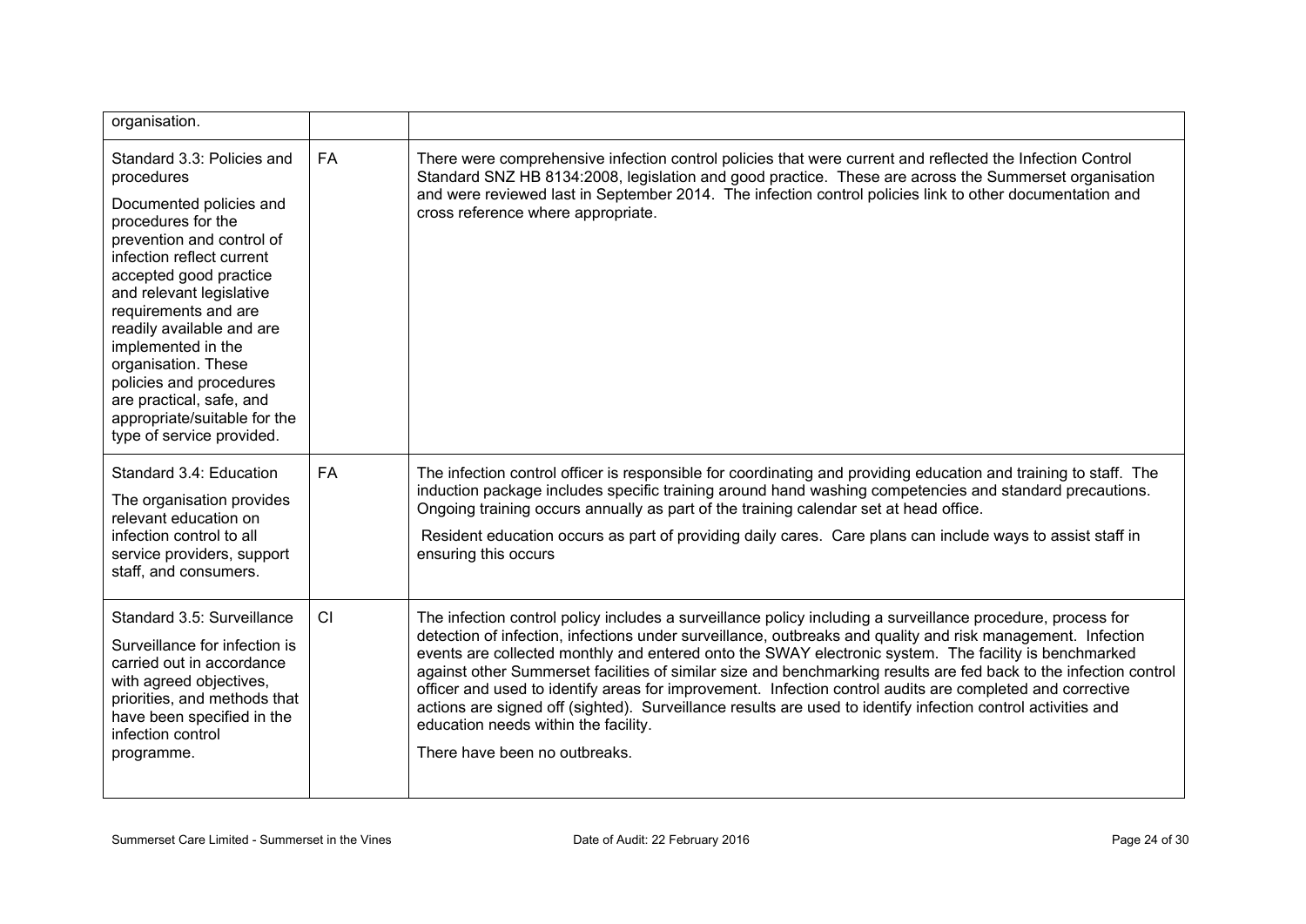| | | |
|---|---|---|
| organisation. | | |
| Standard 3.3: Policies and procedures<br><br>Documented policies and procedures for the prevention and control of infection reflect current accepted good practice and relevant legislative requirements and are readily available and are implemented in the organisation. These policies and procedures are practical, safe, and appropriate/suitable for the type of service provided. | FA | There were comprehensive infection control policies that were current and reflected the Infection Control Standard SNZ HB 8134:2008, legislation and good practice. These are across the Summerset organisation and were reviewed last in September 2014. The infection control policies link to other documentation and cross reference where appropriate. |
| Standard 3.4: Education<br><br>The organisation provides relevant education on infection control to all service providers, support staff, and consumers. | FA | The infection control officer is responsible for coordinating and providing education and training to staff. The induction package includes specific training around hand washing competencies and standard precautions. Ongoing training occurs annually as part of the training calendar set at head office.<br><br>Resident education occurs as part of providing daily cares. Care plans can include ways to assist staff in ensuring this occurs |
| Standard 3.5: Surveillance<br><br>Surveillance for infection is carried out in accordance with agreed objectives, priorities, and methods that have been specified in the infection control programme. | CI | The infection control policy includes a surveillance policy including a surveillance procedure, process for detection of infection, infections under surveillance, outbreaks and quality and risk management. Infection events are collected monthly and entered onto the SWAY electronic system. The facility is benchmarked against other Summerset facilities of similar size and benchmarking results are fed back to the infection control officer and used to identify areas for improvement. Infection control audits are completed and corrective actions are signed off (sighted). Surveillance results are used to identify infection control activities and education needs within the facility.<br><br>There have been no outbreaks. |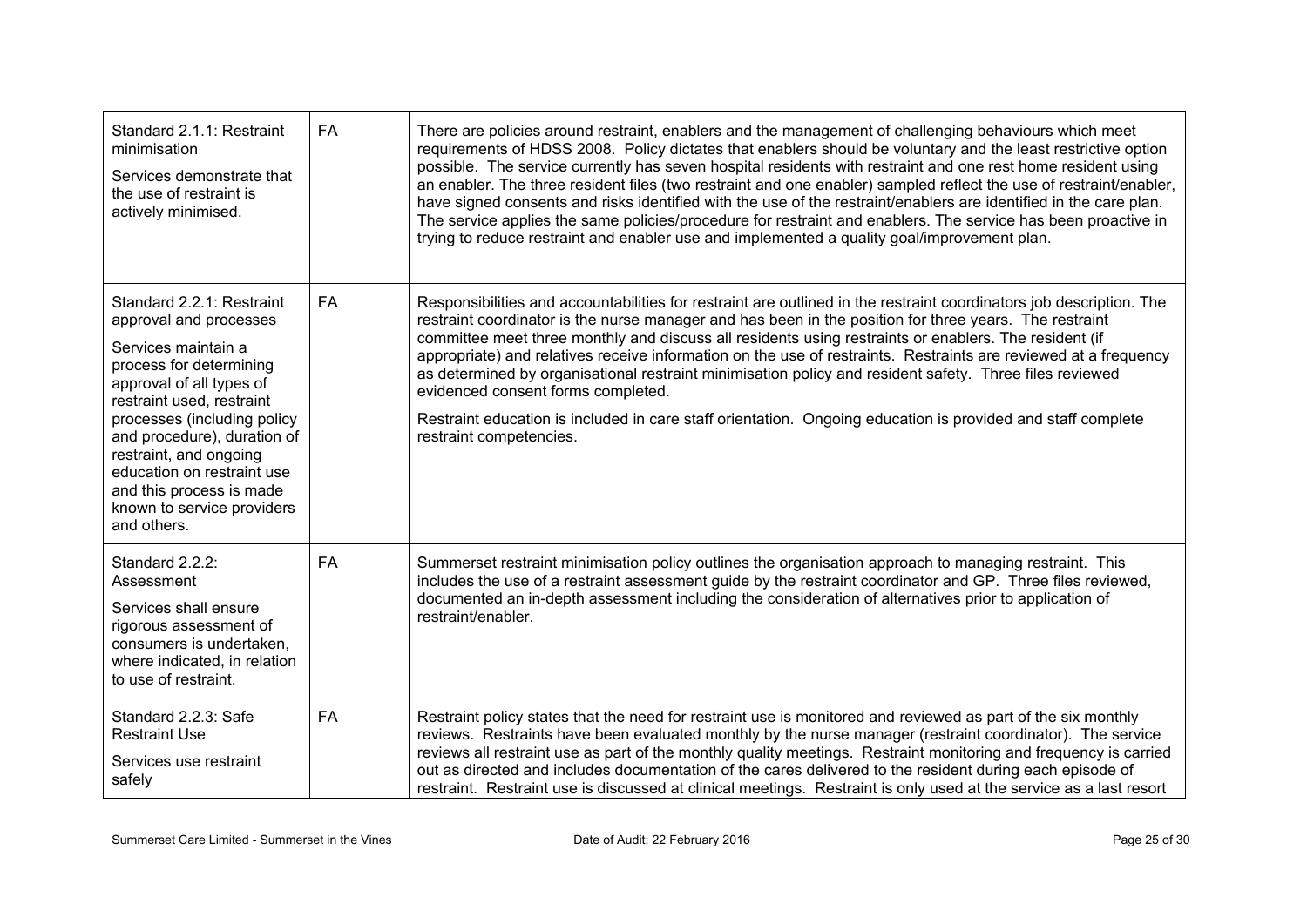| | | |
|---|---|---|
| Standard 2.1.1: Restraint minimisation<br><br>Services demonstrate that the use of restraint is actively minimised. | FA | There are policies around restraint, enablers and the management of challenging behaviours which meet requirements of HDSS 2008. Policy dictates that enablers should be voluntary and the least restrictive option possible. The service currently has seven hospital residents with restraint and one rest home resident using an enabler. The three resident files (two restraint and one enabler) sampled reflect the use of restraint/enabler, have signed consents and risks identified with the use of the restraint/enablers are identified in the care plan. The service applies the same policies/procedure for restraint and enablers. The service has been proactive in trying to reduce restraint and enabler use and implemented a quality goal/improvement plan. |
| Standard 2.2.1: Restraint approval and processes<br><br>Services maintain a process for determining approval of all types of restraint used, restraint processes (including policy and procedure), duration of restraint, and ongoing education on restraint use and this process is made known to service providers and others. | FA | Responsibilities and accountabilities for restraint are outlined in the restraint coordinators job description. The restraint coordinator is the nurse manager and has been in the position for three years. The restraint committee meet three monthly and discuss all residents using restraints or enablers. The resident (if appropriate) and relatives receive information on the use of restraints. Restraints are reviewed at a frequency as determined by organisational restraint minimisation policy and resident safety. Three files reviewed evidenced consent forms completed.<br><br>Restraint education is included in care staff orientation. Ongoing education is provided and staff complete restraint competencies. |
| Standard 2.2.2: Assessment<br><br>Services shall ensure rigorous assessment of consumers is undertaken, where indicated, in relation to use of restraint. | FA | Summerset restraint minimisation policy outlines the organisation approach to managing restraint. This includes the use of a restraint assessment guide by the restraint coordinator and GP. Three files reviewed, documented an in-depth assessment including the consideration of alternatives prior to application of restraint/enabler. |
| Standard 2.2.3: Safe Restraint Use<br><br>Services use restraint safely | FA | Restraint policy states that the need for restraint use is monitored and reviewed as part of the six monthly reviews. Restraints have been evaluated monthly by the nurse manager (restraint coordinator). The service reviews all restraint use as part of the monthly quality meetings. Restraint monitoring and frequency is carried out as directed and includes documentation of the cares delivered to the resident during each episode of restraint. Restraint use is discussed at clinical meetings. Restraint is only used at the service as a last resort |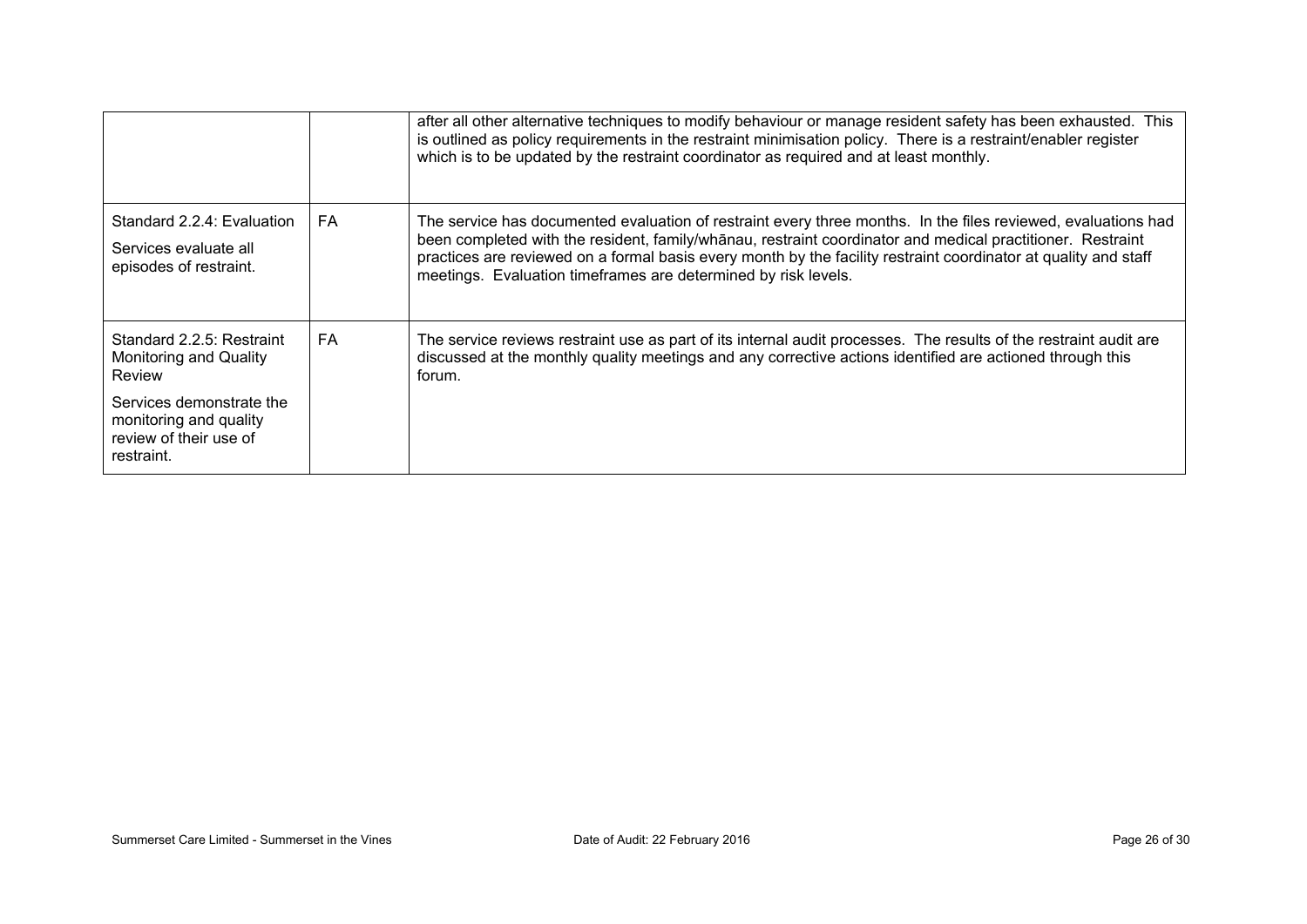| | | |
|---|---|---|
| | | after all other alternative techniques to modify behaviour or manage resident safety has been exhausted. This is outlined as policy requirements in the restraint minimisation policy. There is a restraint/enabler register which is to be updated by the restraint coordinator as required and at least monthly. |
| Standard 2.2.4: Evaluation<br><br>Services evaluate all episodes of restraint. | FA | The service has documented evaluation of restraint every three months. In the files reviewed, evaluations had been completed with the resident, family/whānau, restraint coordinator and medical practitioner. Restraint practices are reviewed on a formal basis every month by the facility restraint coordinator at quality and staff meetings. Evaluation timeframes are determined by risk levels. |
| Standard 2.2.5: Restraint Monitoring and Quality Review<br><br>Services demonstrate the monitoring and quality review of their use of restraint. | FA | The service reviews restraint use as part of its internal audit processes. The results of the restraint audit are discussed at the monthly quality meetings and any corrective actions identified are actioned through this forum. |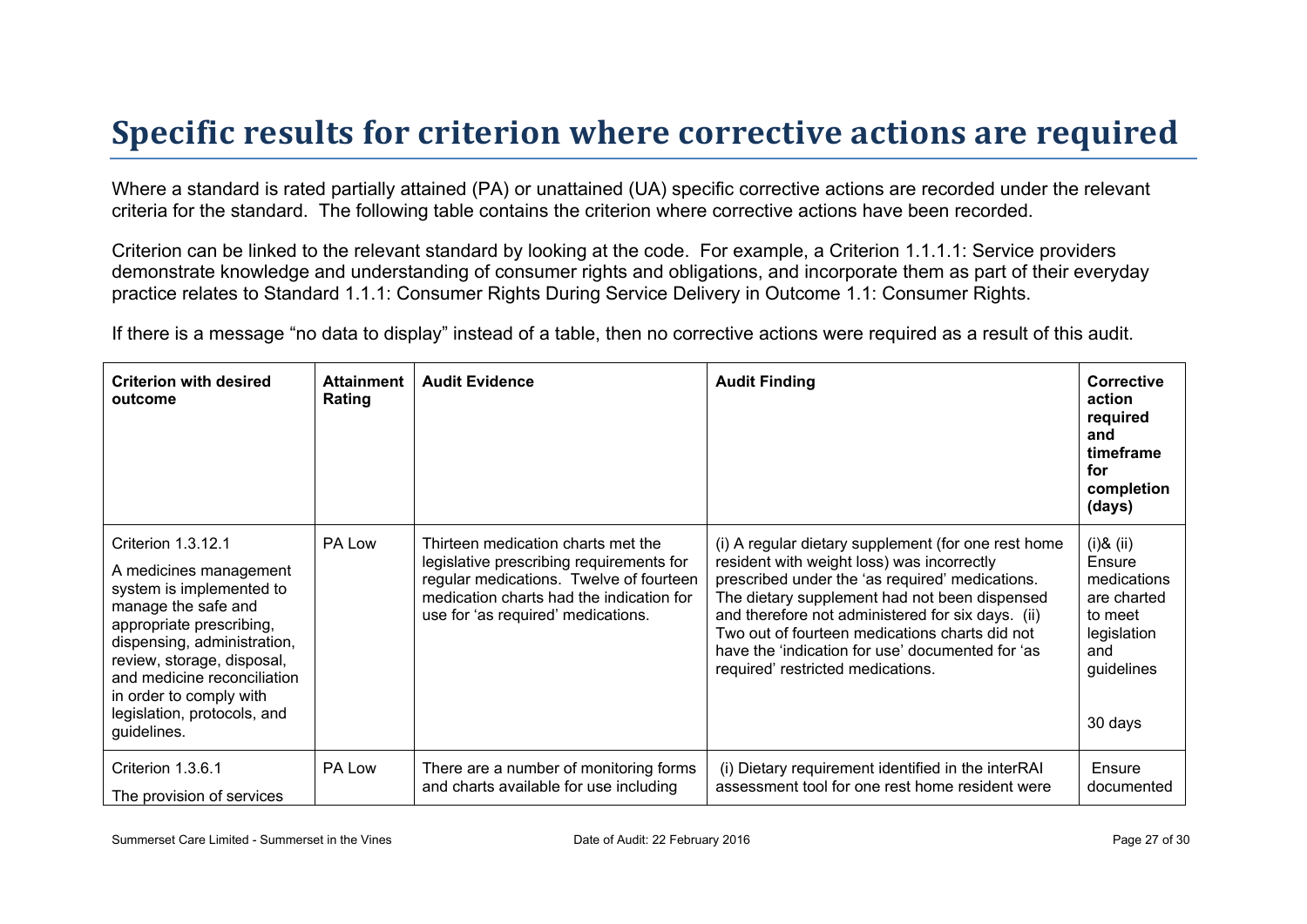# Specific results for criterion where corrective actions are required

Where a standard is rated partially attained (PA) or unattained (UA) specific corrective actions are recorded under the relevant criteria for the standard. The following table contains the criterion where corrective actions have been recorded.

Criterion can be linked to the relevant standard by looking at the code. For example, a Criterion 1.1.1.1: Service providers demonstrate knowledge and understanding of consumer rights and obligations, and incorporate them as part of their everyday practice relates to Standard 1.1.1: Consumer Rights During Service Delivery in Outcome 1.1: Consumer Rights.

If there is a message "no data to display" instead of a table, then no corrective actions were required as a result of this audit.

| Criterion with desired outcome | Attainment Rating | Audit Evidence | Audit Finding | Corrective action required and timeframe for completion (days) |
|---|---|---|---|---|
| Criterion 1.3.12.1<br><br>A medicines management system is implemented to manage the safe and appropriate prescribing, dispensing, administration, review, storage, disposal, and medicine reconciliation in order to comply with legislation, protocols, and guidelines. | PA Low | Thirteen medication charts met the legislative prescribing requirements for regular medications. Twelve of fourteen medication charts had the indication for use for 'as required' medications. | (i) A regular dietary supplement (for one rest home resident with weight loss) was incorrectly prescribed under the 'as required' medications. The dietary supplement had not been dispensed and therefore not administered for six days. (ii) Two out of fourteen medications charts did not have the 'indication for use' documented for 'as required' restricted medications. | (i)& (ii) Ensure medications are charted to meet legislation and guidelines<br><br>30 days |
| Criterion 1.3.6.1<br><br>The provision of services | PA Low | There are a number of monitoring forms and charts available for use including | (i) Dietary requirement identified in the interRAI assessment tool for one rest home resident were | Ensure documented |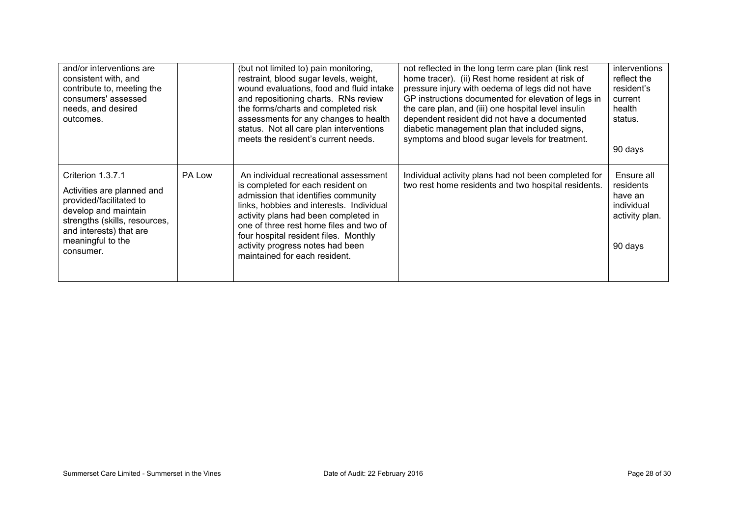| | | | | |
|---|---|---|---|---|
| and/or interventions are consistent with, and contribute to, meeting the consumers' assessed needs, and desired outcomes. | | (but not limited to) pain monitoring, restraint, blood sugar levels, weight, wound evaluations, food and fluid intake and repositioning charts. RNs review the forms/charts and completed risk assessments for any changes to health status. Not all care plan interventions meets the resident's current needs. | not reflected in the long term care plan (link rest home tracer). (ii) Rest home resident at risk of pressure injury with oedema of legs did not have GP instructions documented for elevation of legs in the care plan, and (iii) one hospital level insulin dependent resident did not have a documented diabetic management plan that included signs, symptoms and blood sugar levels for treatment. | interventions reflect the resident's current health status.<br><br>90 days |
| Criterion 1.3.7.1<br><br>Activities are planned and provided/facilitated to develop and maintain strengths (skills, resources, and interests) that are meaningful to the consumer. | PA Low | An individual recreational assessment is completed for each resident on admission that identifies community links, hobbies and interests. Individual activity plans had been completed in one of three rest home files and two of four hospital resident files. Monthly activity progress notes had been maintained for each resident. | Individual activity plans had not been completed for two rest home residents and two hospital residents. | Ensure all residents have an individual activity plan.<br><br>90 days |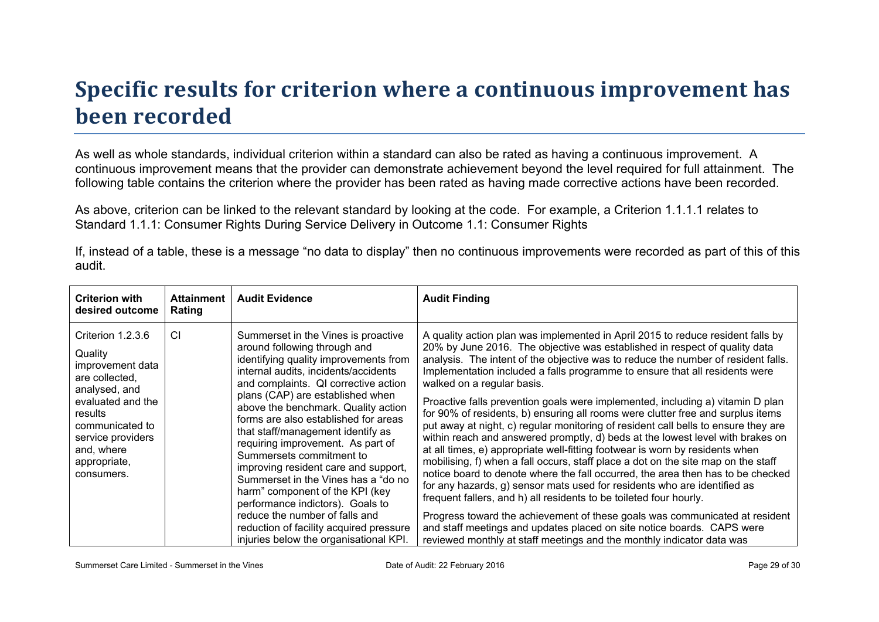# Specific results for criterion where a continuous improvement has been recorded

As well as whole standards, individual criterion within a standard can also be rated as having a continuous improvement. A continuous improvement means that the provider can demonstrate achievement beyond the level required for full attainment. The following table contains the criterion where the provider has been rated as having made corrective actions have been recorded.

As above, criterion can be linked to the relevant standard by looking at the code. For example, a Criterion 1.1.1.1 relates to Standard 1.1.1: Consumer Rights During Service Delivery in Outcome 1.1: Consumer Rights

If, instead of a table, these is a message "no data to display" then no continuous improvements were recorded as part of this of this audit.

| Criterion with desired outcome | Attainment Rating | Audit Evidence | Audit Finding |
|---|---|---|---|
| Criterion 1.2.3.6<br><br>Quality improvement data are collected, analysed, and evaluated and the results communicated to service providers and, where appropriate, consumers. | CI | Summerset in the Vines is proactive around following through and identifying quality improvements from internal audits, incidents/accidents and complaints. QI corrective action plans (CAP) are established when above the benchmark. Quality action forms are also established for areas that staff/management identify as requiring improvement. As part of Summersets commitment to improving resident care and support, Summerset in the Vines has a "do no harm" component of the KPI (key performance indictors). Goals to reduce the number of falls and reduction of facility acquired pressure injuries below the organisational KPI. | A quality action plan was implemented in April 2015 to reduce resident falls by 20% by June 2016. The objective was established in respect of quality data analysis. The intent of the objective was to reduce the number of resident falls. Implementation included a falls programme to ensure that all residents were walked on a regular basis.<br><br>Proactive falls prevention goals were implemented, including a) vitamin D plan for 90% of residents, b) ensuring all rooms were clutter free and surplus items put away at night, c) regular monitoring of resident call bells to ensure they are within reach and answered promptly, d) beds at the lowest level with brakes on at all times, e) appropriate well-fitting footwear is worn by residents when mobilising, f) when a fall occurs, staff place a dot on the site map on the staff notice board to denote where the fall occurred, the area then has to be checked for any hazards, g) sensor mats used for residents who are identified as frequent fallers, and h) all residents to be toileted four hourly.<br><br>Progress toward the achievement of these goals was communicated at resident and staff meetings and updates placed on site notice boards. CAPS were reviewed monthly at staff meetings and the monthly indicator data was |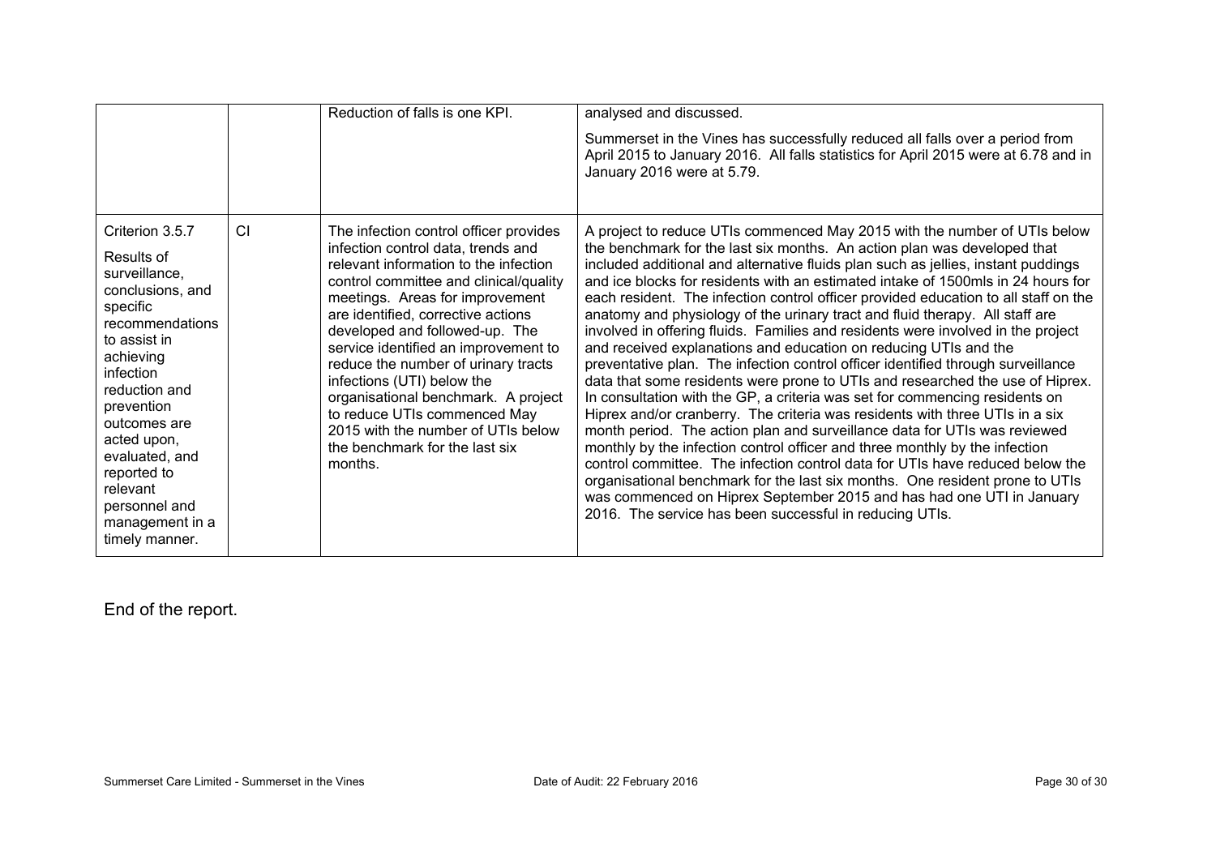| | | | |
|---|---|---|---|
| | | Reduction of falls is one KPI. | analysed and discussed.<br><br>Summerset in the Vines has successfully reduced all falls over a period from April 2015 to January 2016. All falls statistics for April 2015 were at 6.78 and in January 2016 were at 5.79. |
| Criterion 3.5.7<br><br>Results of surveillance, conclusions, and specific recommendations to assist in achieving infection reduction and prevention outcomes are acted upon, evaluated, and reported to relevant personnel and management in a timely manner. | CI | The infection control officer provides infection control data, trends and relevant information to the infection control committee and clinical/quality meetings. Areas for improvement are identified, corrective actions developed and followed-up. The service identified an improvement to reduce the number of urinary tracts infections (UTI) below the organisational benchmark. A project to reduce UTIs commenced May 2015 with the number of UTIs below the benchmark for the last six months. | A project to reduce UTIs commenced May 2015 with the number of UTIs below the benchmark for the last six months. An action plan was developed that included additional and alternative fluids plan such as jellies, instant puddings and ice blocks for residents with an estimated intake of 1500mls in 24 hours for each resident. The infection control officer provided education to all staff on the anatomy and physiology of the urinary tract and fluid therapy. All staff are involved in offering fluids. Families and residents were involved in the project and received explanations and education on reducing UTIs and the preventative plan. The infection control officer identified through surveillance data that some residents were prone to UTIs and researched the use of Hiprex. In consultation with the GP, a criteria was set for commencing residents on Hiprex and/or cranberry. The criteria was residents with three UTIs in a six month period. The action plan and surveillance data for UTIs was reviewed monthly by the infection control officer and three monthly by the infection control committee. The infection control data for UTIs have reduced below the organisational benchmark for the last six months. One resident prone to UTIs was commenced on Hiprex September 2015 and has had one UTI in January 2016. The service has been successful in reducing UTIs. |

End of the report.